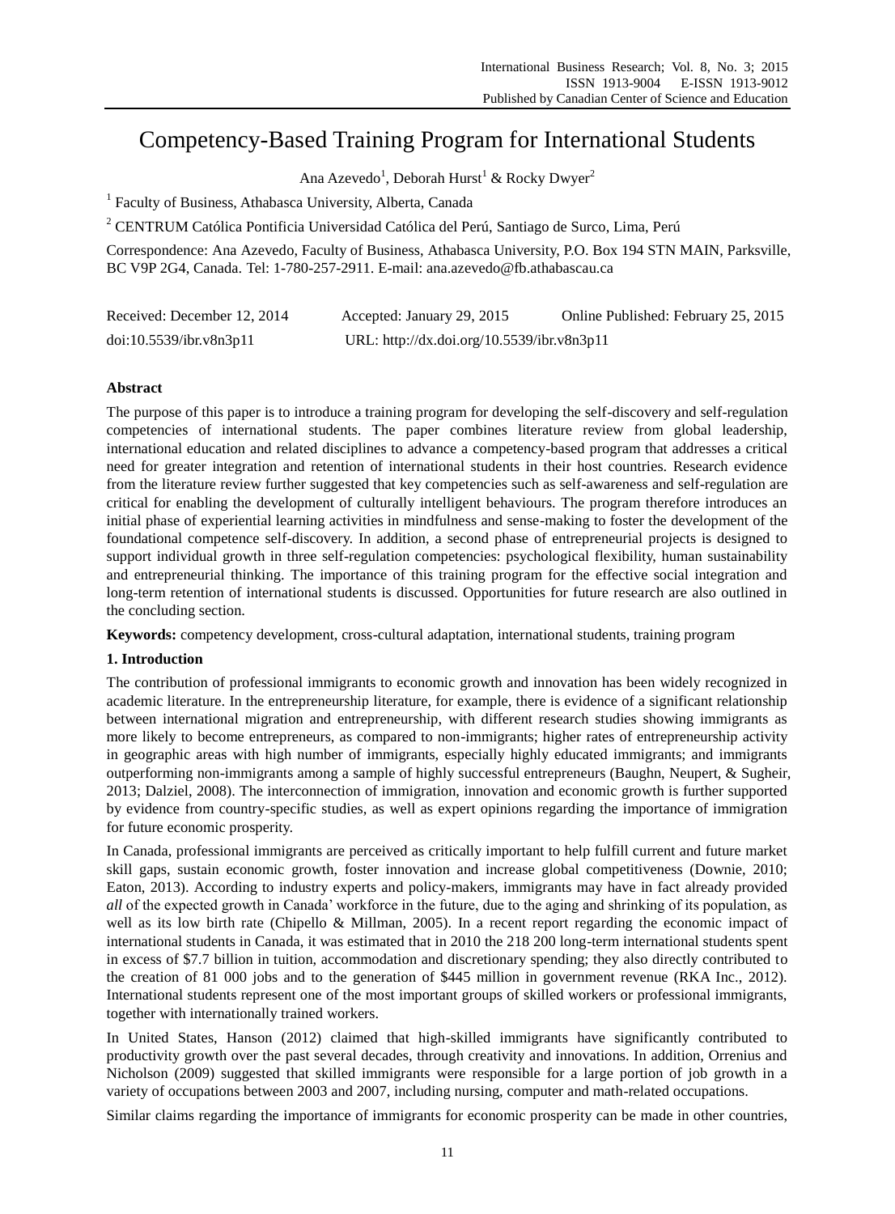# Competency-Based Training Program for International Students

Ana Azevedo[1], Deborah Hurst[1] & Rocky Dwyer[2]

[1] Faculty of Business, Athabasca University, Alberta, Canada

[2] CENTRUM Católica Pontificia Universidad Católica del Perú, Santiago de Surco, Lima, Perú

Correspondence: Ana Azevedo, Faculty of Business, Athabasca University, P.O. Box 194 STN MAIN, Parksville, BC V9P 2G4, Canada. Tel: 1-780-257-2911. E-mail: ana.azevedo@fb.athabascau.ca

Received: December 12, 2014 Accepted: January 29, 2015 Online Published: February 25, 2015

doi:10.5539/ibr.v8n3p11 URL: http://dx.doi.org/10.5539/ibr.v8n3p11

## Abstract

The purpose of this paper is to introduce a training program for developing the self-discovery and self-regulation competencies of international students. The paper combines literature review from global leadership, international education and related disciplines to advance a competency-based program that addresses a critical need for greater integration and retention of international students in their host countries. Research evidence from the literature review further suggested that key competencies such as self-awareness and self-regulation are critical for enabling the development of culturally intelligent behaviours. The program therefore introduces an initial phase of experiential learning activities in mindfulness and sense-making to foster the development of the foundational competence self-discovery. In addition, a second phase of entrepreneurial projects is designed to support individual growth in three self-regulation competencies: psychological flexibility, human sustainability and entrepreneurial thinking. The importance of this training program for the effective social integration and long-term retention of international students is discussed. Opportunities for future research are also outlined in the concluding section.

**Keywords:** competency development, cross-cultural adaptation, international students, training program

## 1. Introduction

The contribution of professional immigrants to economic growth and innovation has been widely recognized in academic literature. In the entrepreneurship literature, for example, there is evidence of a significant relationship between international migration and entrepreneurship, with different research studies showing immigrants as more likely to become entrepreneurs, as compared to non-immigrants; higher rates of entrepreneurship activity in geographic areas with high number of immigrants, especially highly educated immigrants; and immigrants outperforming non-immigrants among a sample of highly successful entrepreneurs (Baughn, Neupert, & Sugheir, 2013; Dalziel, 2008). The interconnection of immigration, innovation and economic growth is further supported by evidence from country-specific studies, as well as expert opinions regarding the importance of immigration for future economic prosperity.

In Canada, professional immigrants are perceived as critically important to help fulfill current and future market skill gaps, sustain economic growth, foster innovation and increase global competitiveness (Downie, 2010; Eaton, 2013). According to industry experts and policy-makers, immigrants may have in fact already provided *all* of the expected growth in Canada' workforce in the future, due to the aging and shrinking of its population, as well as its low birth rate (Chipello & Millman, 2005). In a recent report regarding the economic impact of international students in Canada, it was estimated that in 2010 the 218 200 long-term international students spent in excess of $7.7 billion in tuition, accommodation and discretionary spending; they also directly contributed to the creation of 81 000 jobs and to the generation of $445 million in government revenue (RKA Inc., 2012). International students represent one of the most important groups of skilled workers or professional immigrants, together with internationally trained workers.

In United States, Hanson (2012) claimed that high-skilled immigrants have significantly contributed to productivity growth over the past several decades, through creativity and innovations. In addition, Orrenius and Nicholson (2009) suggested that skilled immigrants were responsible for a large portion of job growth in a variety of occupations between 2003 and 2007, including nursing, computer and math-related occupations.

Similar claims regarding the importance of immigrants for economic prosperity can be made in other countries,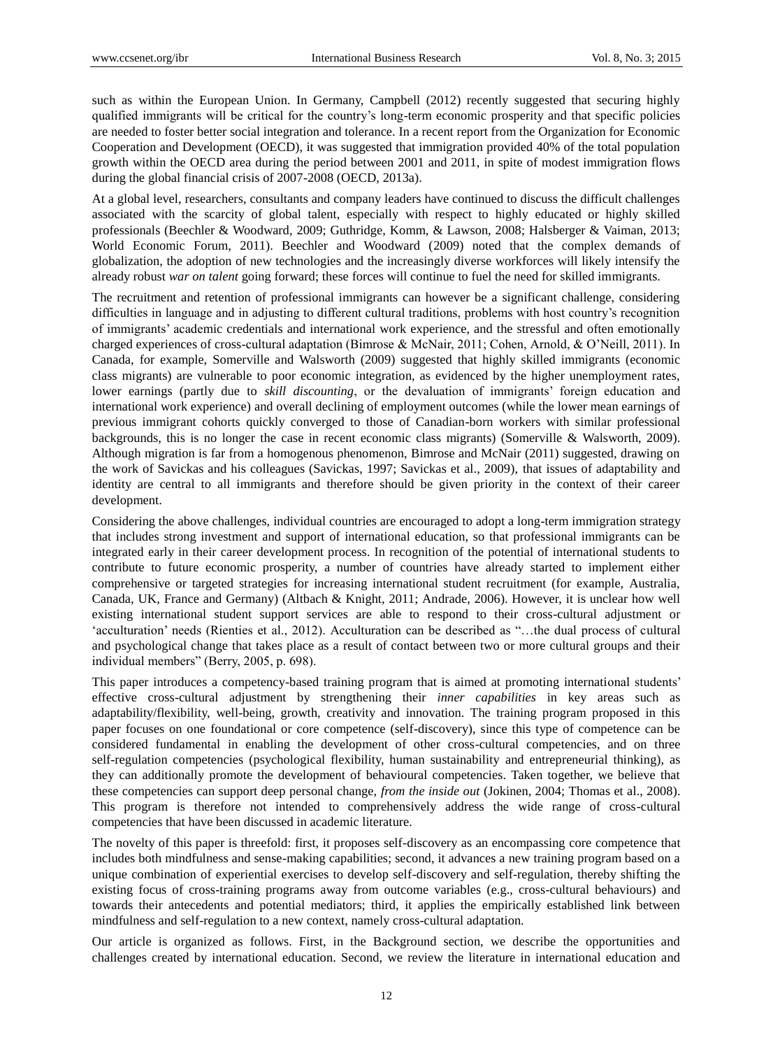such as within the European Union. In Germany, Campbell (2012) recently suggested that securing highly qualified immigrants will be critical for the country's long-term economic prosperity and that specific policies are needed to foster better social integration and tolerance. In a recent report from the Organization for Economic Cooperation and Development (OECD), it was suggested that immigration provided 40% of the total population growth within the OECD area during the period between 2001 and 2011, in spite of modest immigration flows during the global financial crisis of 2007-2008 (OECD, 2013a).

At a global level, researchers, consultants and company leaders have continued to discuss the difficult challenges associated with the scarcity of global talent, especially with respect to highly educated or highly skilled professionals (Beechler & Woodward, 2009; Guthridge, Komm, & Lawson, 2008; Halsberger & Vaiman, 2013; World Economic Forum, 2011). Beechler and Woodward (2009) noted that the complex demands of globalization, the adoption of new technologies and the increasingly diverse workforces will likely intensify the already robust *war on talent* going forward; these forces will continue to fuel the need for skilled immigrants.

The recruitment and retention of professional immigrants can however be a significant challenge, considering difficulties in language and in adjusting to different cultural traditions, problems with host country's recognition of immigrants' academic credentials and international work experience, and the stressful and often emotionally charged experiences of cross-cultural adaptation (Bimrose & McNair, 2011; Cohen, Arnold, & O'Neill, 2011). In Canada, for example, Somerville and Walsworth (2009) suggested that highly skilled immigrants (economic class migrants) are vulnerable to poor economic integration, as evidenced by the higher unemployment rates, lower earnings (partly due to *skill discounting*, or the devaluation of immigrants' foreign education and international work experience) and overall declining of employment outcomes (while the lower mean earnings of previous immigrant cohorts quickly converged to those of Canadian-born workers with similar professional backgrounds, this is no longer the case in recent economic class migrants) (Somerville & Walsworth, 2009). Although migration is far from a homogenous phenomenon, Bimrose and McNair (2011) suggested, drawing on the work of Savickas and his colleagues (Savickas, 1997; Savickas et al., 2009), that issues of adaptability and identity are central to all immigrants and therefore should be given priority in the context of their career development.

Considering the above challenges, individual countries are encouraged to adopt a long-term immigration strategy that includes strong investment and support of international education, so that professional immigrants can be integrated early in their career development process. In recognition of the potential of international students to contribute to future economic prosperity, a number of countries have already started to implement either comprehensive or targeted strategies for increasing international student recruitment (for example, Australia, Canada, UK, France and Germany) (Altbach & Knight, 2011; Andrade, 2006). However, it is unclear how well existing international student support services are able to respond to their cross-cultural adjustment or 'acculturation' needs (Rienties et al., 2012). Acculturation can be described as "…the dual process of cultural and psychological change that takes place as a result of contact between two or more cultural groups and their individual members" (Berry, 2005, p. 698).

This paper introduces a competency-based training program that is aimed at promoting international students' effective cross-cultural adjustment by strengthening their *inner capabilities* in key areas such as adaptability/flexibility, well-being, growth, creativity and innovation. The training program proposed in this paper focuses on one foundational or core competence (self-discovery), since this type of competence can be considered fundamental in enabling the development of other cross-cultural competencies, and on three self-regulation competencies (psychological flexibility, human sustainability and entrepreneurial thinking), as they can additionally promote the development of behavioural competencies. Taken together, we believe that these competencies can support deep personal change, *from the inside out* (Jokinen, 2004; Thomas et al., 2008). This program is therefore not intended to comprehensively address the wide range of cross-cultural competencies that have been discussed in academic literature.

The novelty of this paper is threefold: first, it proposes self-discovery as an encompassing core competence that includes both mindfulness and sense-making capabilities; second, it advances a new training program based on a unique combination of experiential exercises to develop self-discovery and self-regulation, thereby shifting the existing focus of cross-training programs away from outcome variables (e.g., cross-cultural behaviours) and towards their antecedents and potential mediators; third, it applies the empirically established link between mindfulness and self-regulation to a new context, namely cross-cultural adaptation.

Our article is organized as follows. First, in the Background section, we describe the opportunities and challenges created by international education. Second, we review the literature in international education and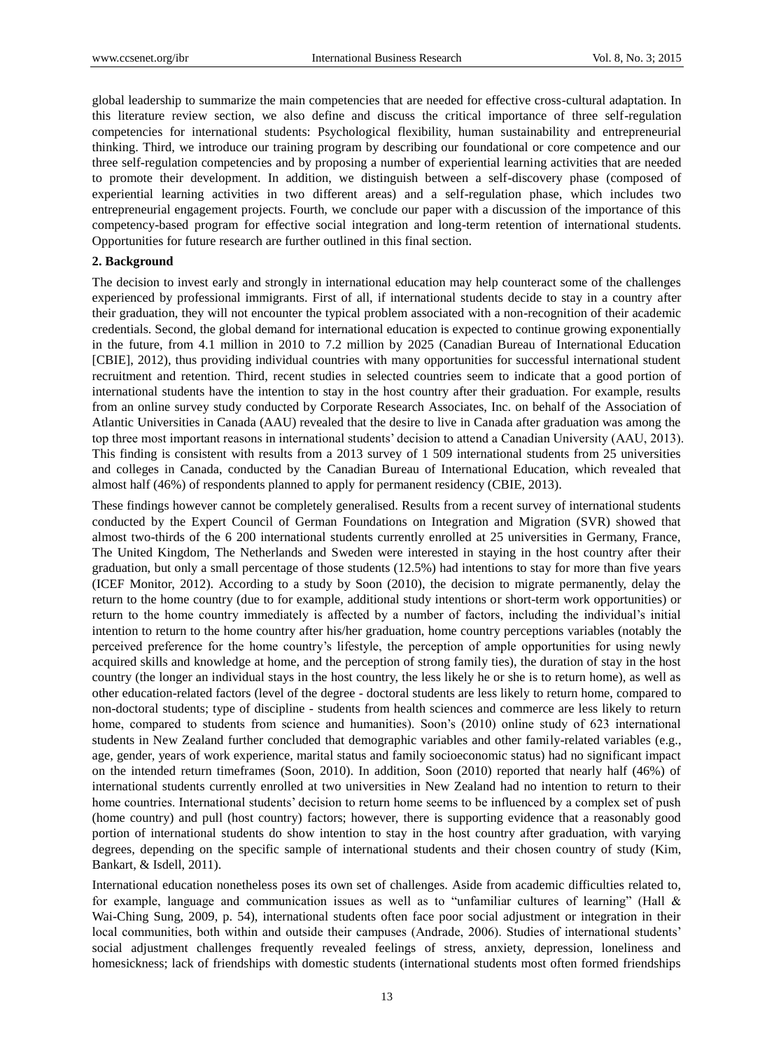global leadership to summarize the main competencies that are needed for effective cross-cultural adaptation. In this literature review section, we also define and discuss the critical importance of three self-regulation competencies for international students: Psychological flexibility, human sustainability and entrepreneurial thinking. Third, we introduce our training program by describing our foundational or core competence and our three self-regulation competencies and by proposing a number of experiential learning activities that are needed to promote their development. In addition, we distinguish between a self-discovery phase (composed of experiential learning activities in two different areas) and a self-regulation phase, which includes two entrepreneurial engagement projects. Fourth, we conclude our paper with a discussion of the importance of this competency-based program for effective social integration and long-term retention of international students. Opportunities for future research are further outlined in this final section.

## 2. Background

The decision to invest early and strongly in international education may help counteract some of the challenges experienced by professional immigrants. First of all, if international students decide to stay in a country after their graduation, they will not encounter the typical problem associated with a non-recognition of their academic credentials. Second, the global demand for international education is expected to continue growing exponentially in the future, from 4.1 million in 2010 to 7.2 million by 2025 (Canadian Bureau of International Education [CBIE], 2012), thus providing individual countries with many opportunities for successful international student recruitment and retention. Third, recent studies in selected countries seem to indicate that a good portion of international students have the intention to stay in the host country after their graduation. For example, results from an online survey study conducted by Corporate Research Associates, Inc. on behalf of the Association of Atlantic Universities in Canada (AAU) revealed that the desire to live in Canada after graduation was among the top three most important reasons in international students' decision to attend a Canadian University (AAU, 2013). This finding is consistent with results from a 2013 survey of 1 509 international students from 25 universities and colleges in Canada, conducted by the Canadian Bureau of International Education, which revealed that almost half (46%) of respondents planned to apply for permanent residency (CBIE, 2013).

These findings however cannot be completely generalised. Results from a recent survey of international students conducted by the Expert Council of German Foundations on Integration and Migration (SVR) showed that almost two-thirds of the 6 200 international students currently enrolled at 25 universities in Germany, France, The United Kingdom, The Netherlands and Sweden were interested in staying in the host country after their graduation, but only a small percentage of those students (12.5%) had intentions to stay for more than five years (ICEF Monitor, 2012). According to a study by Soon (2010), the decision to migrate permanently, delay the return to the home country (due to for example, additional study intentions or short-term work opportunities) or return to the home country immediately is affected by a number of factors, including the individual's initial intention to return to the home country after his/her graduation, home country perceptions variables (notably the perceived preference for the home country's lifestyle, the perception of ample opportunities for using newly acquired skills and knowledge at home, and the perception of strong family ties), the duration of stay in the host country (the longer an individual stays in the host country, the less likely he or she is to return home), as well as other education-related factors (level of the degree - doctoral students are less likely to return home, compared to non-doctoral students; type of discipline - students from health sciences and commerce are less likely to return home, compared to students from science and humanities). Soon's (2010) online study of 623 international students in New Zealand further concluded that demographic variables and other family-related variables (e.g., age, gender, years of work experience, marital status and family socioeconomic status) had no significant impact on the intended return timeframes (Soon, 2010). In addition, Soon (2010) reported that nearly half (46%) of international students currently enrolled at two universities in New Zealand had no intention to return to their home countries. International students' decision to return home seems to be influenced by a complex set of push (home country) and pull (host country) factors; however, there is supporting evidence that a reasonably good portion of international students do show intention to stay in the host country after graduation, with varying degrees, depending on the specific sample of international students and their chosen country of study (Kim, Bankart, & Isdell, 2011).

International education nonetheless poses its own set of challenges. Aside from academic difficulties related to, for example, language and communication issues as well as to "unfamiliar cultures of learning" (Hall & Wai-Ching Sung, 2009, p. 54), international students often face poor social adjustment or integration in their local communities, both within and outside their campuses (Andrade, 2006). Studies of international students' social adjustment challenges frequently revealed feelings of stress, anxiety, depression, loneliness and homesickness; lack of friendships with domestic students (international students most often formed friendships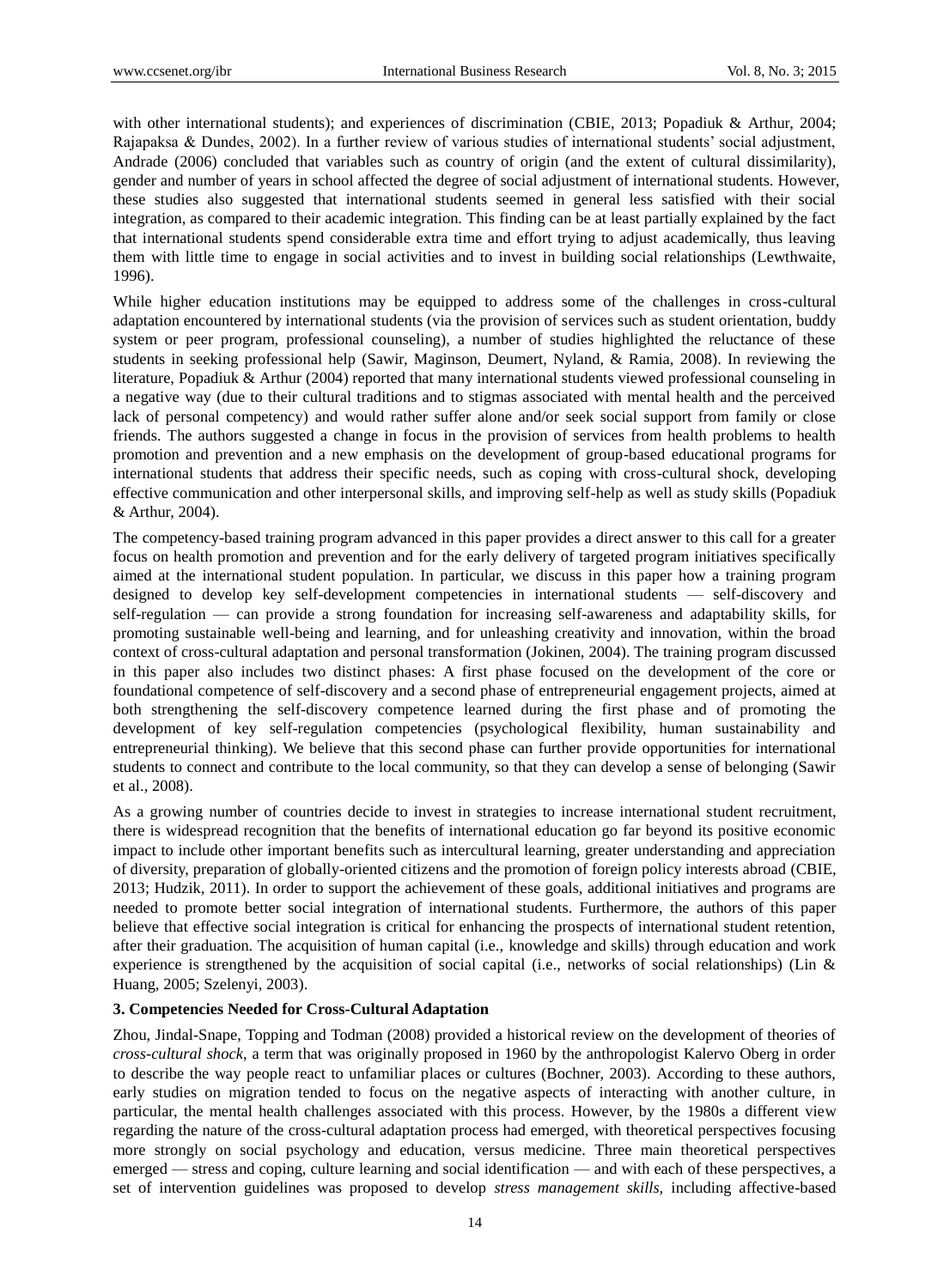with other international students); and experiences of discrimination (CBIE, 2013; Popadiuk & Arthur, 2004; Rajapaksa & Dundes, 2002). In a further review of various studies of international students' social adjustment, Andrade (2006) concluded that variables such as country of origin (and the extent of cultural dissimilarity), gender and number of years in school affected the degree of social adjustment of international students. However, these studies also suggested that international students seemed in general less satisfied with their social integration, as compared to their academic integration. This finding can be at least partially explained by the fact that international students spend considerable extra time and effort trying to adjust academically, thus leaving them with little time to engage in social activities and to invest in building social relationships (Lewthwaite, 1996).

While higher education institutions may be equipped to address some of the challenges in cross-cultural adaptation encountered by international students (via the provision of services such as student orientation, buddy system or peer program, professional counseling), a number of studies highlighted the reluctance of these students in seeking professional help (Sawir, Maginson, Deumert, Nyland, & Ramia, 2008). In reviewing the literature, Popadiuk & Arthur (2004) reported that many international students viewed professional counseling in a negative way (due to their cultural traditions and to stigmas associated with mental health and the perceived lack of personal competency) and would rather suffer alone and/or seek social support from family or close friends. The authors suggested a change in focus in the provision of services from health problems to health promotion and prevention and a new emphasis on the development of group-based educational programs for international students that address their specific needs, such as coping with cross-cultural shock, developing effective communication and other interpersonal skills, and improving self-help as well as study skills (Popadiuk & Arthur, 2004).

The competency-based training program advanced in this paper provides a direct answer to this call for a greater focus on health promotion and prevention and for the early delivery of targeted program initiatives specifically aimed at the international student population. In particular, we discuss in this paper how a training program designed to develop key self-development competencies in international students — self-discovery and self-regulation — can provide a strong foundation for increasing self-awareness and adaptability skills, for promoting sustainable well-being and learning, and for unleashing creativity and innovation, within the broad context of cross-cultural adaptation and personal transformation (Jokinen, 2004). The training program discussed in this paper also includes two distinct phases: A first phase focused on the development of the core or foundational competence of self-discovery and a second phase of entrepreneurial engagement projects, aimed at both strengthening the self-discovery competence learned during the first phase and of promoting the development of key self-regulation competencies (psychological flexibility, human sustainability and entrepreneurial thinking). We believe that this second phase can further provide opportunities for international students to connect and contribute to the local community, so that they can develop a sense of belonging (Sawir et al., 2008).

As a growing number of countries decide to invest in strategies to increase international student recruitment, there is widespread recognition that the benefits of international education go far beyond its positive economic impact to include other important benefits such as intercultural learning, greater understanding and appreciation of diversity, preparation of globally-oriented citizens and the promotion of foreign policy interests abroad (CBIE, 2013; Hudzik, 2011). In order to support the achievement of these goals, additional initiatives and programs are needed to promote better social integration of international students. Furthermore, the authors of this paper believe that effective social integration is critical for enhancing the prospects of international student retention, after their graduation. The acquisition of human capital (i.e., knowledge and skills) through education and work experience is strengthened by the acquisition of social capital (i.e., networks of social relationships) (Lin & Huang, 2005; Szelenyi, 2003).

## 3. Competencies Needed for Cross-Cultural Adaptation

Zhou, Jindal-Snape, Topping and Todman (2008) provided a historical review on the development of theories of *cross-cultural shock*, a term that was originally proposed in 1960 by the anthropologist Kalervo Oberg in order to describe the way people react to unfamiliar places or cultures (Bochner, 2003). According to these authors, early studies on migration tended to focus on the negative aspects of interacting with another culture, in particular, the mental health challenges associated with this process. However, by the 1980s a different view regarding the nature of the cross-cultural adaptation process had emerged, with theoretical perspectives focusing more strongly on social psychology and education, versus medicine. Three main theoretical perspectives emerged — stress and coping, culture learning and social identification — and with each of these perspectives, a set of intervention guidelines was proposed to develop *stress management skills*, including affective-based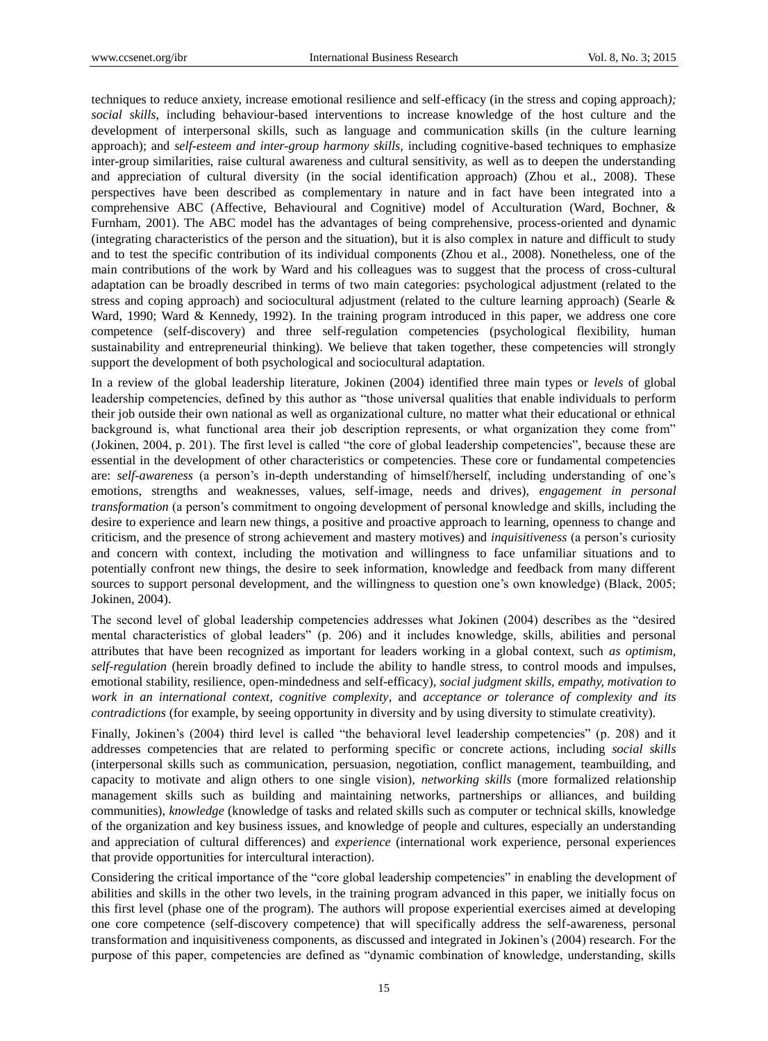techniques to reduce anxiety, increase emotional resilience and self-efficacy (in the stress and coping approach*);* *social skills*, including behaviour-based interventions to increase knowledge of the host culture and the development of interpersonal skills, such as language and communication skills (in the culture learning approach); and *self-esteem and inter-group harmony skills,* including cognitive-based techniques to emphasize inter-group similarities, raise cultural awareness and cultural sensitivity, as well as to deepen the understanding and appreciation of cultural diversity (in the social identification approach) (Zhou et al., 2008). These perspectives have been described as complementary in nature and in fact have been integrated into a comprehensive ABC (Affective, Behavioural and Cognitive) model of Acculturation (Ward, Bochner, & Furnham, 2001). The ABC model has the advantages of being comprehensive, process-oriented and dynamic (integrating characteristics of the person and the situation), but it is also complex in nature and difficult to study and to test the specific contribution of its individual components (Zhou et al., 2008). Nonetheless, one of the main contributions of the work by Ward and his colleagues was to suggest that the process of cross-cultural adaptation can be broadly described in terms of two main categories: psychological adjustment (related to the stress and coping approach) and sociocultural adjustment (related to the culture learning approach) (Searle & Ward, 1990; Ward & Kennedy, 1992). In the training program introduced in this paper, we address one core competence (self-discovery) and three self-regulation competencies (psychological flexibility, human sustainability and entrepreneurial thinking). We believe that taken together, these competencies will strongly support the development of both psychological and sociocultural adaptation.

In a review of the global leadership literature, Jokinen (2004) identified three main types or *levels* of global leadership competencies, defined by this author as "those universal qualities that enable individuals to perform their job outside their own national as well as organizational culture, no matter what their educational or ethnical background is, what functional area their job description represents, or what organization they come from" (Jokinen, 2004, p. 201). The first level is called "the core of global leadership competencies", because these are essential in the development of other characteristics or competencies. These core or fundamental competencies are: *self-awareness* (a person's in-depth understanding of himself/herself, including understanding of one's emotions, strengths and weaknesses, values, self-image, needs and drives), *engagement in personal transformation* (a person's commitment to ongoing development of personal knowledge and skills, including the desire to experience and learn new things, a positive and proactive approach to learning, openness to change and criticism, and the presence of strong achievement and mastery motives) and *inquisitiveness* (a person's curiosity and concern with context, including the motivation and willingness to face unfamiliar situations and to potentially confront new things, the desire to seek information, knowledge and feedback from many different sources to support personal development, and the willingness to question one's own knowledge) (Black, 2005; Jokinen, 2004).

The second level of global leadership competencies addresses what Jokinen (2004) describes as the "desired mental characteristics of global leaders" (p. 206) and it includes knowledge, skills, abilities and personal attributes that have been recognized as important for leaders working in a global context, such *as optimism, self-regulation* (herein broadly defined to include the ability to handle stress, to control moods and impulses, emotional stability, resilience, open-mindedness and self-efficacy), *social judgment skills, empathy, motivation to work in an international context, cognitive complexity*, and *acceptance or tolerance of complexity and its contradictions* (for example, by seeing opportunity in diversity and by using diversity to stimulate creativity).

Finally, Jokinen's (2004) third level is called "the behavioral level leadership competencies" (p. 208) and it addresses competencies that are related to performing specific or concrete actions, including *social skills* (interpersonal skills such as communication, persuasion, negotiation, conflict management, teambuilding, and capacity to motivate and align others to one single vision), *networking skills* (more formalized relationship management skills such as building and maintaining networks, partnerships or alliances, and building communities), *knowledge* (knowledge of tasks and related skills such as computer or technical skills, knowledge of the organization and key business issues, and knowledge of people and cultures, especially an understanding and appreciation of cultural differences) and *experience* (international work experience, personal experiences that provide opportunities for intercultural interaction).

Considering the critical importance of the "core global leadership competencies" in enabling the development of abilities and skills in the other two levels, in the training program advanced in this paper, we initially focus on this first level (phase one of the program). The authors will propose experiential exercises aimed at developing one core competence (self-discovery competence) that will specifically address the self-awareness, personal transformation and inquisitiveness components, as discussed and integrated in Jokinen's (2004) research. For the purpose of this paper, competencies are defined as "dynamic combination of knowledge, understanding, skills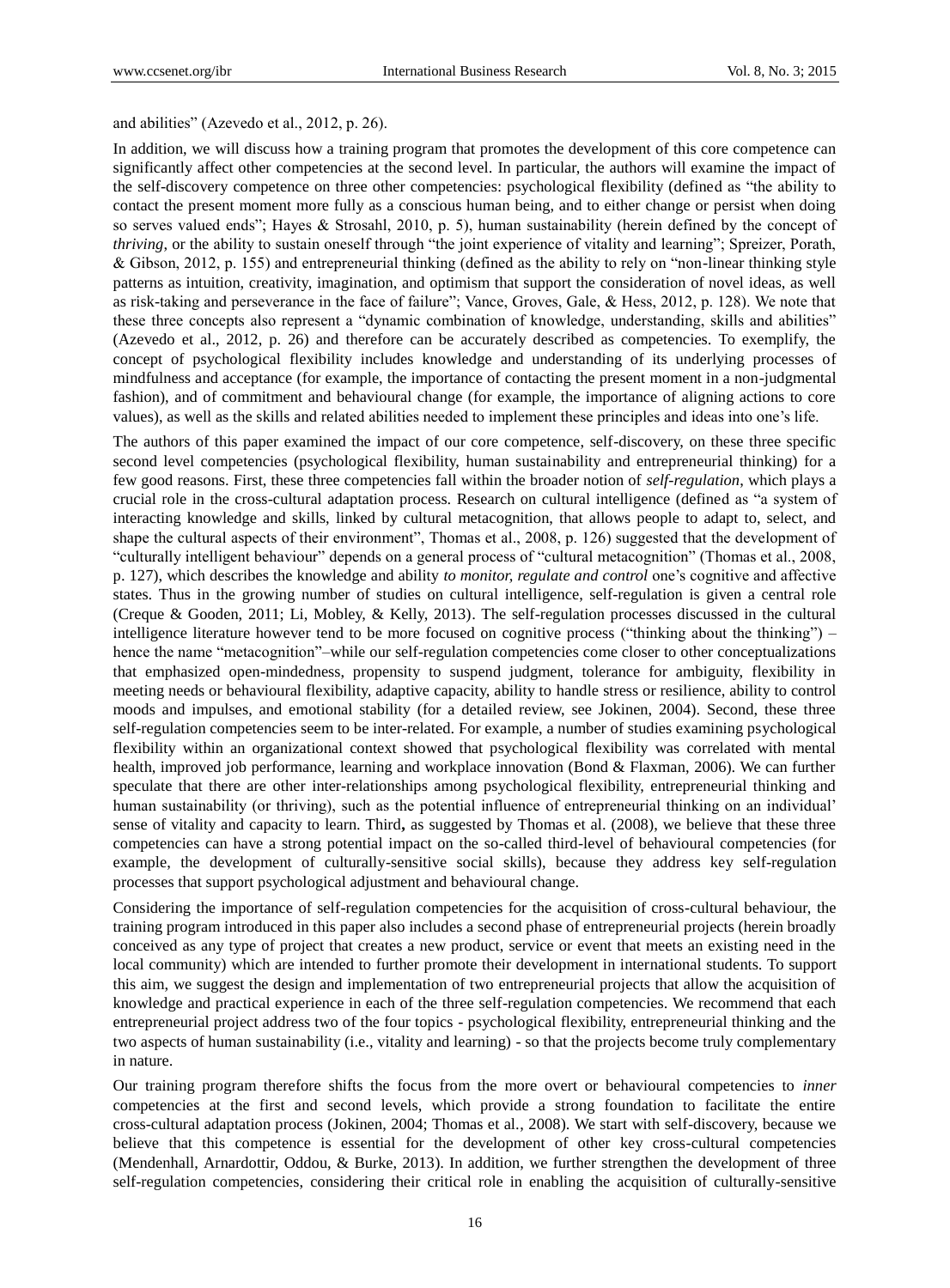and abilities" (Azevedo et al., 2012, p. 26).

In addition, we will discuss how a training program that promotes the development of this core competence can significantly affect other competencies at the second level. In particular, the authors will examine the impact of the self-discovery competence on three other competencies: psychological flexibility (defined as "the ability to contact the present moment more fully as a conscious human being, and to either change or persist when doing so serves valued ends"; Hayes & Strosahl, 2010, p. 5), human sustainability (herein defined by the concept of *thriving*, or the ability to sustain oneself through "the joint experience of vitality and learning"; Spreizer, Porath, & Gibson, 2012, p. 155) and entrepreneurial thinking (defined as the ability to rely on "non-linear thinking style patterns as intuition, creativity, imagination, and optimism that support the consideration of novel ideas, as well as risk-taking and perseverance in the face of failure"; Vance, Groves, Gale, & Hess, 2012, p. 128). We note that these three concepts also represent a "dynamic combination of knowledge, understanding, skills and abilities" (Azevedo et al., 2012, p. 26) and therefore can be accurately described as competencies. To exemplify, the concept of psychological flexibility includes knowledge and understanding of its underlying processes of mindfulness and acceptance (for example, the importance of contacting the present moment in a non-judgmental fashion), and of commitment and behavioural change (for example, the importance of aligning actions to core values), as well as the skills and related abilities needed to implement these principles and ideas into one's life.

The authors of this paper examined the impact of our core competence, self-discovery, on these three specific second level competencies (psychological flexibility, human sustainability and entrepreneurial thinking) for a few good reasons. First, these three competencies fall within the broader notion of *self-regulation*, which plays a crucial role in the cross-cultural adaptation process. Research on cultural intelligence (defined as "a system of interacting knowledge and skills, linked by cultural metacognition, that allows people to adapt to, select, and shape the cultural aspects of their environment", Thomas et al., 2008, p. 126) suggested that the development of "culturally intelligent behaviour" depends on a general process of "cultural metacognition" (Thomas et al., 2008, p. 127), which describes the knowledge and ability *to monitor, regulate and control* one's cognitive and affective states. Thus in the growing number of studies on cultural intelligence, self-regulation is given a central role (Creque & Gooden, 2011; Li, Mobley, & Kelly, 2013). The self-regulation processes discussed in the cultural intelligence literature however tend to be more focused on cognitive process ("thinking about the thinking") – hence the name "metacognition"–while our self-regulation competencies come closer to other conceptualizations that emphasized open-mindedness, propensity to suspend judgment, tolerance for ambiguity, flexibility in meeting needs or behavioural flexibility, adaptive capacity, ability to handle stress or resilience, ability to control moods and impulses, and emotional stability (for a detailed review, see Jokinen, 2004). Second, these three self-regulation competencies seem to be inter-related. For example, a number of studies examining psychological flexibility within an organizational context showed that psychological flexibility was correlated with mental health, improved job performance, learning and workplace innovation (Bond & Flaxman, 2006). We can further speculate that there are other inter-relationships among psychological flexibility, entrepreneurial thinking and human sustainability (or thriving), such as the potential influence of entrepreneurial thinking on an individual' sense of vitality and capacity to learn. Third**,** as suggested by Thomas et al. (2008), we believe that these three competencies can have a strong potential impact on the so-called third-level of behavioural competencies (for example, the development of culturally-sensitive social skills), because they address key self-regulation processes that support psychological adjustment and behavioural change.

Considering the importance of self-regulation competencies for the acquisition of cross-cultural behaviour, the training program introduced in this paper also includes a second phase of entrepreneurial projects (herein broadly conceived as any type of project that creates a new product, service or event that meets an existing need in the local community) which are intended to further promote their development in international students. To support this aim, we suggest the design and implementation of two entrepreneurial projects that allow the acquisition of knowledge and practical experience in each of the three self-regulation competencies. We recommend that each entrepreneurial project address two of the four topics - psychological flexibility, entrepreneurial thinking and the two aspects of human sustainability (i.e., vitality and learning) - so that the projects become truly complementary in nature.

Our training program therefore shifts the focus from the more overt or behavioural competencies to *inner* competencies at the first and second levels, which provide a strong foundation to facilitate the entire cross-cultural adaptation process (Jokinen, 2004; Thomas et al., 2008). We start with self-discovery, because we believe that this competence is essential for the development of other key cross-cultural competencies (Mendenhall, Arnardottir, Oddou, & Burke, 2013). In addition, we further strengthen the development of three self-regulation competencies, considering their critical role in enabling the acquisition of culturally-sensitive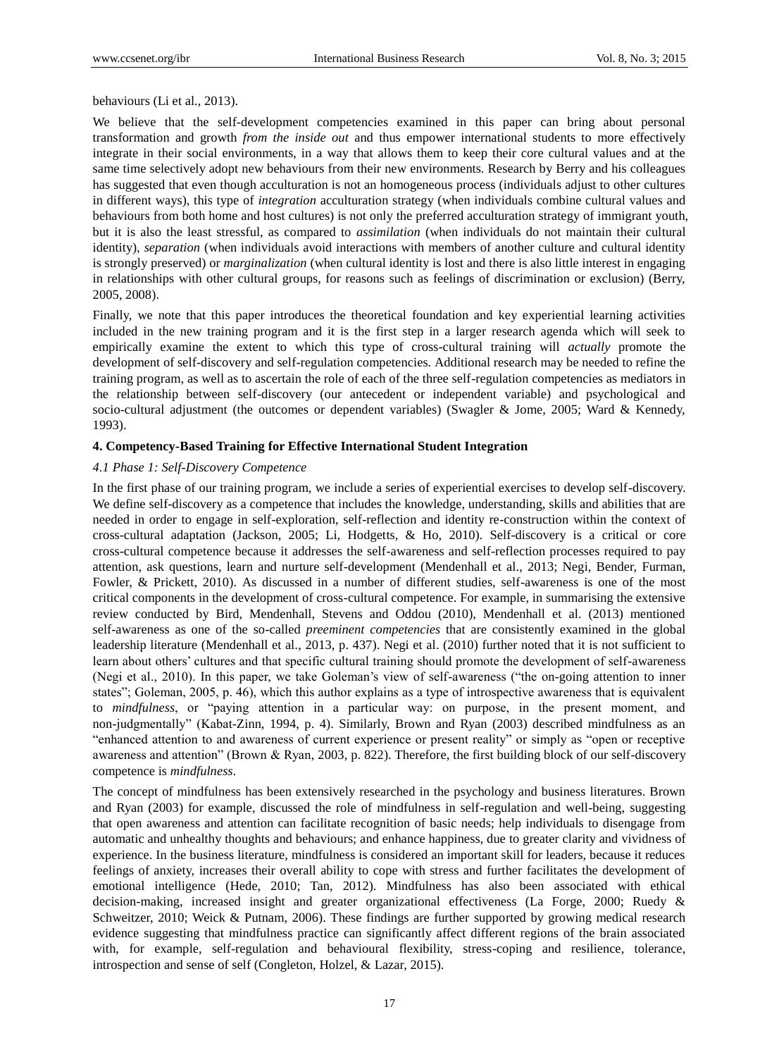behaviours (Li et al., 2013).

We believe that the self-development competencies examined in this paper can bring about personal transformation and growth *from the inside out* and thus empower international students to more effectively integrate in their social environments, in a way that allows them to keep their core cultural values and at the same time selectively adopt new behaviours from their new environments. Research by Berry and his colleagues has suggested that even though acculturation is not an homogeneous process (individuals adjust to other cultures in different ways), this type of *integration* acculturation strategy (when individuals combine cultural values and behaviours from both home and host cultures) is not only the preferred acculturation strategy of immigrant youth, but it is also the least stressful, as compared to *assimilation* (when individuals do not maintain their cultural identity), *separation* (when individuals avoid interactions with members of another culture and cultural identity is strongly preserved) or *marginalization* (when cultural identity is lost and there is also little interest in engaging in relationships with other cultural groups, for reasons such as feelings of discrimination or exclusion) (Berry, 2005, 2008).

Finally, we note that this paper introduces the theoretical foundation and key experiential learning activities included in the new training program and it is the first step in a larger research agenda which will seek to empirically examine the extent to which this type of cross-cultural training will *actually* promote the development of self-discovery and self-regulation competencies. Additional research may be needed to refine the training program, as well as to ascertain the role of each of the three self-regulation competencies as mediators in the relationship between self-discovery (our antecedent or independent variable) and psychological and socio-cultural adjustment (the outcomes or dependent variables) (Swagler & Jome, 2005; Ward & Kennedy, 1993).

## 4. Competency-Based Training for Effective International Student Integration

### *4.1 Phase 1: Self-Discovery Competence*

In the first phase of our training program, we include a series of experiential exercises to develop self-discovery. We define self-discovery as a competence that includes the knowledge, understanding, skills and abilities that are needed in order to engage in self-exploration, self-reflection and identity re-construction within the context of cross-cultural adaptation (Jackson, 2005; Li, Hodgetts, & Ho, 2010). Self-discovery is a critical or core cross-cultural competence because it addresses the self-awareness and self-reflection processes required to pay attention, ask questions, learn and nurture self-development (Mendenhall et al., 2013; Negi, Bender, Furman, Fowler, & Prickett, 2010). As discussed in a number of different studies, self-awareness is one of the most critical components in the development of cross-cultural competence. For example, in summarising the extensive review conducted by Bird, Mendenhall, Stevens and Oddou (2010), Mendenhall et al. (2013) mentioned self-awareness as one of the so-called *preeminent competencies* that are consistently examined in the global leadership literature (Mendenhall et al., 2013, p. 437). Negi et al. (2010) further noted that it is not sufficient to learn about others' cultures and that specific cultural training should promote the development of self-awareness (Negi et al., 2010). In this paper, we take Goleman's view of self-awareness ("the on-going attention to inner states"; Goleman, 2005, p. 46), which this author explains as a type of introspective awareness that is equivalent to *mindfulness*, or "paying attention in a particular way: on purpose, in the present moment, and non-judgmentally" (Kabat-Zinn, 1994, p. 4). Similarly, Brown and Ryan (2003) described mindfulness as an "enhanced attention to and awareness of current experience or present reality" or simply as "open or receptive awareness and attention" (Brown & Ryan, 2003, p. 822). Therefore, the first building block of our self-discovery competence is *mindfulness*.

The concept of mindfulness has been extensively researched in the psychology and business literatures. Brown and Ryan (2003) for example, discussed the role of mindfulness in self-regulation and well-being, suggesting that open awareness and attention can facilitate recognition of basic needs; help individuals to disengage from automatic and unhealthy thoughts and behaviours; and enhance happiness, due to greater clarity and vividness of experience. In the business literature, mindfulness is considered an important skill for leaders, because it reduces feelings of anxiety, increases their overall ability to cope with stress and further facilitates the development of emotional intelligence (Hede, 2010; Tan, 2012). Mindfulness has also been associated with ethical decision-making, increased insight and greater organizational effectiveness (La Forge, 2000; Ruedy & Schweitzer, 2010; Weick & Putnam, 2006). These findings are further supported by growing medical research evidence suggesting that mindfulness practice can significantly affect different regions of the brain associated with, for example, self-regulation and behavioural flexibility, stress-coping and resilience, tolerance, introspection and sense of self (Congleton, Holzel, & Lazar, 2015).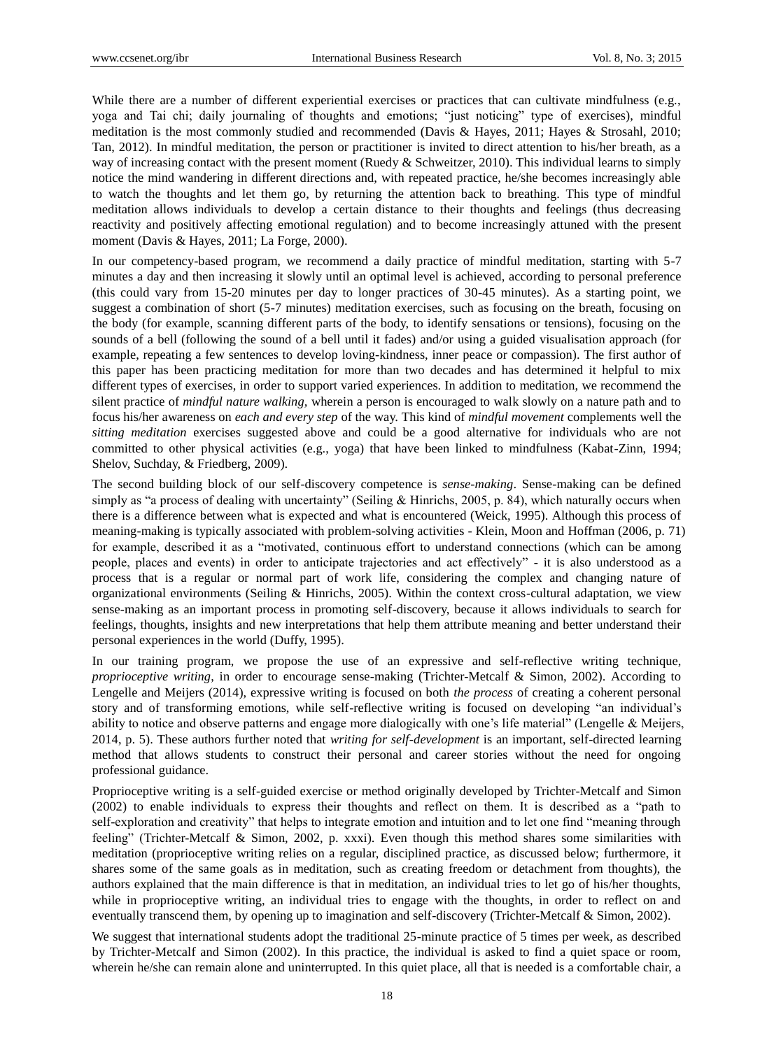While there are a number of different experiential exercises or practices that can cultivate mindfulness (e.g., yoga and Tai chi; daily journaling of thoughts and emotions; "just noticing" type of exercises), mindful meditation is the most commonly studied and recommended (Davis & Hayes, 2011; Hayes & Strosahl, 2010; Tan, 2012). In mindful meditation, the person or practitioner is invited to direct attention to his/her breath, as a way of increasing contact with the present moment (Ruedy & Schweitzer, 2010). This individual learns to simply notice the mind wandering in different directions and, with repeated practice, he/she becomes increasingly able to watch the thoughts and let them go, by returning the attention back to breathing. This type of mindful meditation allows individuals to develop a certain distance to their thoughts and feelings (thus decreasing reactivity and positively affecting emotional regulation) and to become increasingly attuned with the present moment (Davis & Hayes, 2011; La Forge, 2000).

In our competency-based program, we recommend a daily practice of mindful meditation, starting with 5-7 minutes a day and then increasing it slowly until an optimal level is achieved, according to personal preference (this could vary from 15-20 minutes per day to longer practices of 30-45 minutes). As a starting point, we suggest a combination of short (5-7 minutes) meditation exercises, such as focusing on the breath, focusing on the body (for example, scanning different parts of the body, to identify sensations or tensions), focusing on the sounds of a bell (following the sound of a bell until it fades) and/or using a guided visualisation approach (for example, repeating a few sentences to develop loving-kindness, inner peace or compassion). The first author of this paper has been practicing meditation for more than two decades and has determined it helpful to mix different types of exercises, in order to support varied experiences. In addition to meditation, we recommend the silent practice of *mindful nature walking,* wherein a person is encouraged to walk slowly on a nature path and to focus his/her awareness on *each and every step* of the way. This kind of *mindful movement* complements well the *sitting meditation* exercises suggested above and could be a good alternative for individuals who are not committed to other physical activities (e.g., yoga) that have been linked to mindfulness (Kabat-Zinn, 1994; Shelov, Suchday, & Friedberg, 2009).

The second building block of our self-discovery competence is *sense-making*. Sense-making can be defined simply as "a process of dealing with uncertainty" (Seiling & Hinrichs, 2005, p. 84), which naturally occurs when there is a difference between what is expected and what is encountered (Weick, 1995). Although this process of meaning-making is typically associated with problem-solving activities - Klein, Moon and Hoffman (2006, p. 71) for example, described it as a "motivated, continuous effort to understand connections (which can be among people, places and events) in order to anticipate trajectories and act effectively" - it is also understood as a process that is a regular or normal part of work life, considering the complex and changing nature of organizational environments (Seiling & Hinrichs, 2005). Within the context cross-cultural adaptation, we view sense-making as an important process in promoting self-discovery, because it allows individuals to search for feelings, thoughts, insights and new interpretations that help them attribute meaning and better understand their personal experiences in the world (Duffy, 1995).

In our training program, we propose the use of an expressive and self-reflective writing technique, *proprioceptive writing*, in order to encourage sense-making (Trichter-Metcalf & Simon, 2002). According to Lengelle and Meijers (2014), expressive writing is focused on both *the process* of creating a coherent personal story and of transforming emotions, while self-reflective writing is focused on developing "an individual's ability to notice and observe patterns and engage more dialogically with one's life material" (Lengelle & Meijers, 2014, p. 5). These authors further noted that *writing for self-development* is an important, self-directed learning method that allows students to construct their personal and career stories without the need for ongoing professional guidance.

Proprioceptive writing is a self-guided exercise or method originally developed by Trichter-Metcalf and Simon (2002) to enable individuals to express their thoughts and reflect on them. It is described as a "path to self-exploration and creativity" that helps to integrate emotion and intuition and to let one find "meaning through feeling" (Trichter-Metcalf & Simon, 2002, p. xxxi). Even though this method shares some similarities with meditation (proprioceptive writing relies on a regular, disciplined practice, as discussed below; furthermore, it shares some of the same goals as in meditation, such as creating freedom or detachment from thoughts), the authors explained that the main difference is that in meditation, an individual tries to let go of his/her thoughts, while in proprioceptive writing, an individual tries to engage with the thoughts, in order to reflect on and eventually transcend them, by opening up to imagination and self-discovery (Trichter-Metcalf & Simon, 2002).

We suggest that international students adopt the traditional 25-minute practice of 5 times per week, as described by Trichter-Metcalf and Simon (2002). In this practice, the individual is asked to find a quiet space or room, wherein he/she can remain alone and uninterrupted. In this quiet place, all that is needed is a comfortable chair, a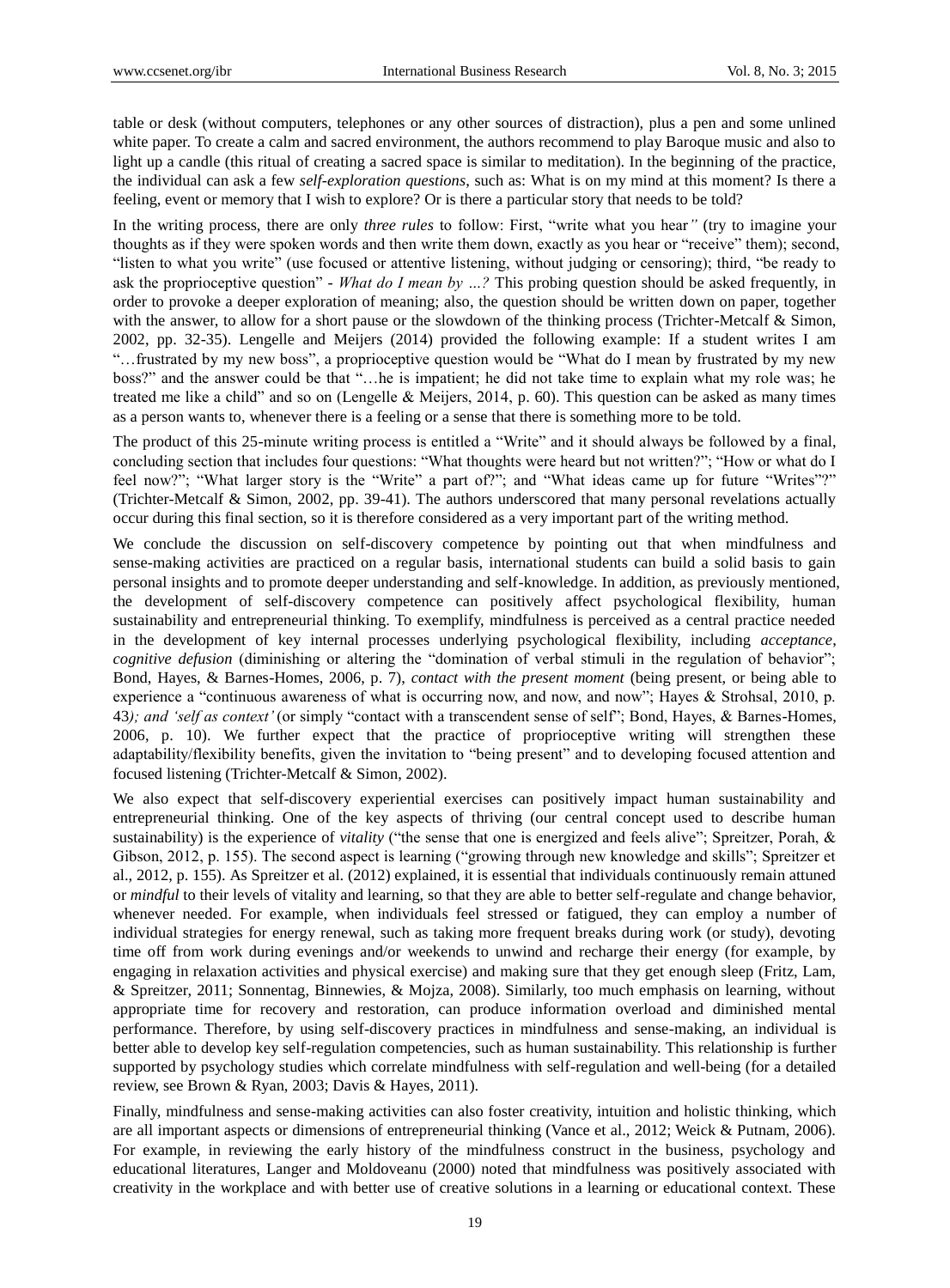table or desk (without computers, telephones or any other sources of distraction), plus a pen and some unlined white paper. To create a calm and sacred environment, the authors recommend to play Baroque music and also to light up a candle (this ritual of creating a sacred space is similar to meditation). In the beginning of the practice, the individual can ask a few *self-exploration questions*, such as: What is on my mind at this moment? Is there a feeling, event or memory that I wish to explore? Or is there a particular story that needs to be told?

In the writing process, there are only *three rules* to follow: First, "write what you hear*"* (try to imagine your thoughts as if they were spoken words and then write them down, exactly as you hear or "receive" them); second, "listen to what you write" (use focused or attentive listening, without judging or censoring); third, "be ready to ask the proprioceptive question" - *What do I mean by …?* This probing question should be asked frequently, in order to provoke a deeper exploration of meaning; also, the question should be written down on paper, together with the answer, to allow for a short pause or the slowdown of the thinking process (Trichter-Metcalf & Simon, 2002, pp. 32-35). Lengelle and Meijers (2014) provided the following example: If a student writes I am "…frustrated by my new boss", a proprioceptive question would be "What do I mean by frustrated by my new boss?" and the answer could be that "…he is impatient; he did not take time to explain what my role was; he treated me like a child" and so on (Lengelle & Meijers, 2014, p. 60). This question can be asked as many times as a person wants to, whenever there is a feeling or a sense that there is something more to be told.

The product of this 25-minute writing process is entitled a "Write" and it should always be followed by a final, concluding section that includes four questions: "What thoughts were heard but not written?"; "How or what do I feel now?"; "What larger story is the "Write" a part of?"; and "What ideas came up for future "Writes"?" (Trichter-Metcalf & Simon, 2002, pp. 39-41). The authors underscored that many personal revelations actually occur during this final section, so it is therefore considered as a very important part of the writing method.

We conclude the discussion on self-discovery competence by pointing out that when mindfulness and sense-making activities are practiced on a regular basis, international students can build a solid basis to gain personal insights and to promote deeper understanding and self-knowledge. In addition, as previously mentioned, the development of self-discovery competence can positively affect psychological flexibility, human sustainability and entrepreneurial thinking. To exemplify, mindfulness is perceived as a central practice needed in the development of key internal processes underlying psychological flexibility, including *acceptance*, *cognitive defusion* (diminishing or altering the "domination of verbal stimuli in the regulation of behavior"; Bond, Hayes, & Barnes-Homes, 2006, p. 7), *contact with the present moment* (being present, or being able to experience a "continuous awareness of what is occurring now, and now, and now"; Hayes & Strohsal, 2010, p. 43*); and 'self as context'* (or simply "contact with a transcendent sense of self"; Bond, Hayes, & Barnes-Homes, 2006, p. 10). We further expect that the practice of proprioceptive writing will strengthen these adaptability/flexibility benefits, given the invitation to "being present" and to developing focused attention and focused listening (Trichter-Metcalf & Simon, 2002).

We also expect that self-discovery experiential exercises can positively impact human sustainability and entrepreneurial thinking. One of the key aspects of thriving (our central concept used to describe human sustainability) is the experience of *vitality* ("the sense that one is energized and feels alive"; Spreitzer, Porah, & Gibson, 2012, p. 155). The second aspect is learning ("growing through new knowledge and skills"; Spreitzer et al., 2012, p. 155). As Spreitzer et al. (2012) explained, it is essential that individuals continuously remain attuned or *mindful* to their levels of vitality and learning, so that they are able to better self-regulate and change behavior, whenever needed. For example, when individuals feel stressed or fatigued, they can employ a number of individual strategies for energy renewal, such as taking more frequent breaks during work (or study), devoting time off from work during evenings and/or weekends to unwind and recharge their energy (for example, by engaging in relaxation activities and physical exercise) and making sure that they get enough sleep (Fritz, Lam, & Spreitzer, 2011; Sonnentag, Binnewies, & Mojza, 2008). Similarly, too much emphasis on learning, without appropriate time for recovery and restoration, can produce information overload and diminished mental performance. Therefore, by using self-discovery practices in mindfulness and sense-making, an individual is better able to develop key self-regulation competencies, such as human sustainability. This relationship is further supported by psychology studies which correlate mindfulness with self-regulation and well-being (for a detailed review, see Brown & Ryan, 2003; Davis & Hayes, 2011).

Finally, mindfulness and sense-making activities can also foster creativity, intuition and holistic thinking, which are all important aspects or dimensions of entrepreneurial thinking (Vance et al., 2012; Weick & Putnam, 2006). For example, in reviewing the early history of the mindfulness construct in the business, psychology and educational literatures, Langer and Moldoveanu (2000) noted that mindfulness was positively associated with creativity in the workplace and with better use of creative solutions in a learning or educational context. These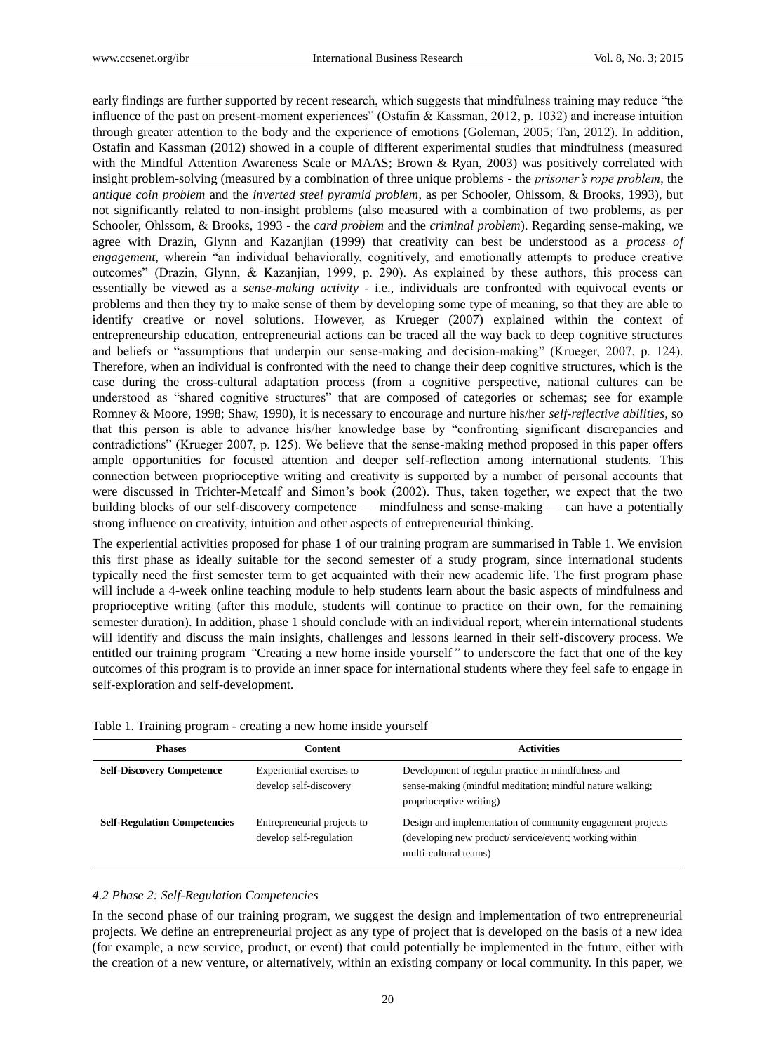early findings are further supported by recent research, which suggests that mindfulness training may reduce "the influence of the past on present-moment experiences" (Ostafin & Kassman, 2012, p. 1032) and increase intuition through greater attention to the body and the experience of emotions (Goleman, 2005; Tan, 2012). In addition, Ostafin and Kassman (2012) showed in a couple of different experimental studies that mindfulness (measured with the Mindful Attention Awareness Scale or MAAS; Brown & Ryan, 2003) was positively correlated with insight problem-solving (measured by a combination of three unique problems - the *prisoner's rope problem*, the *antique coin problem* and the *inverted steel pyramid problem*, as per Schooler, Ohlssom, & Brooks, 1993), but not significantly related to non-insight problems (also measured with a combination of two problems, as per Schooler, Ohlssom, & Brooks, 1993 - the *card problem* and the *criminal problem*). Regarding sense-making, we agree with Drazin, Glynn and Kazanjian (1999) that creativity can best be understood as a *process of engagement,* wherein "an individual behaviorally, cognitively, and emotionally attempts to produce creative outcomes" (Drazin, Glynn, & Kazanjian, 1999, p. 290). As explained by these authors, this process can essentially be viewed as a *sense-making activity* - i.e., individuals are confronted with equivocal events or problems and then they try to make sense of them by developing some type of meaning, so that they are able to identify creative or novel solutions. However, as Krueger (2007) explained within the context of entrepreneurship education, entrepreneurial actions can be traced all the way back to deep cognitive structures and beliefs or "assumptions that underpin our sense-making and decision-making" (Krueger, 2007, p. 124). Therefore, when an individual is confronted with the need to change their deep cognitive structures, which is the case during the cross-cultural adaptation process (from a cognitive perspective, national cultures can be understood as "shared cognitive structures" that are composed of categories or schemas; see for example Romney & Moore, 1998; Shaw, 1990), it is necessary to encourage and nurture his/her *self-reflective abilities,* so that this person is able to advance his/her knowledge base by "confronting significant discrepancies and contradictions" (Krueger 2007, p. 125). We believe that the sense-making method proposed in this paper offers ample opportunities for focused attention and deeper self-reflection among international students. This connection between proprioceptive writing and creativity is supported by a number of personal accounts that were discussed in Trichter-Metcalf and Simon's book (2002). Thus, taken together, we expect that the two building blocks of our self-discovery competence — mindfulness and sense-making — can have a potentially strong influence on creativity, intuition and other aspects of entrepreneurial thinking.

The experiential activities proposed for phase 1 of our training program are summarised in Table 1. We envision this first phase as ideally suitable for the second semester of a study program, since international students typically need the first semester term to get acquainted with their new academic life. The first program phase will include a 4-week online teaching module to help students learn about the basic aspects of mindfulness and proprioceptive writing (after this module, students will continue to practice on their own, for the remaining semester duration). In addition, phase 1 should conclude with an individual report, wherein international students will identify and discuss the main insights, challenges and lessons learned in their self-discovery process. We entitled our training program *"*Creating a new home inside yourself*"* to underscore the fact that one of the key outcomes of this program is to provide an inner space for international students where they feel safe to engage in self-exploration and self-development.

Table 1. Training program - creating a new home inside yourself

| Phases | Content | Activities |
|---|---|---|
| **Self-Discovery Competence** | Experiential exercises to develop self-discovery | Development of regular practice in mindfulness and sense-making (mindful meditation; mindful nature walking; proprioceptive writing) |
| **Self-Regulation Competencies** | Entrepreneurial projects to develop self-regulation | Design and implementation of community engagement projects (developing new product/ service/event; working within multi-cultural teams) |

#### *4.2 Phase 2: Self-Regulation Competencies*

In the second phase of our training program, we suggest the design and implementation of two entrepreneurial projects. We define an entrepreneurial project as any type of project that is developed on the basis of a new idea (for example, a new service, product, or event) that could potentially be implemented in the future, either with the creation of a new venture, or alternatively, within an existing company or local community. In this paper, we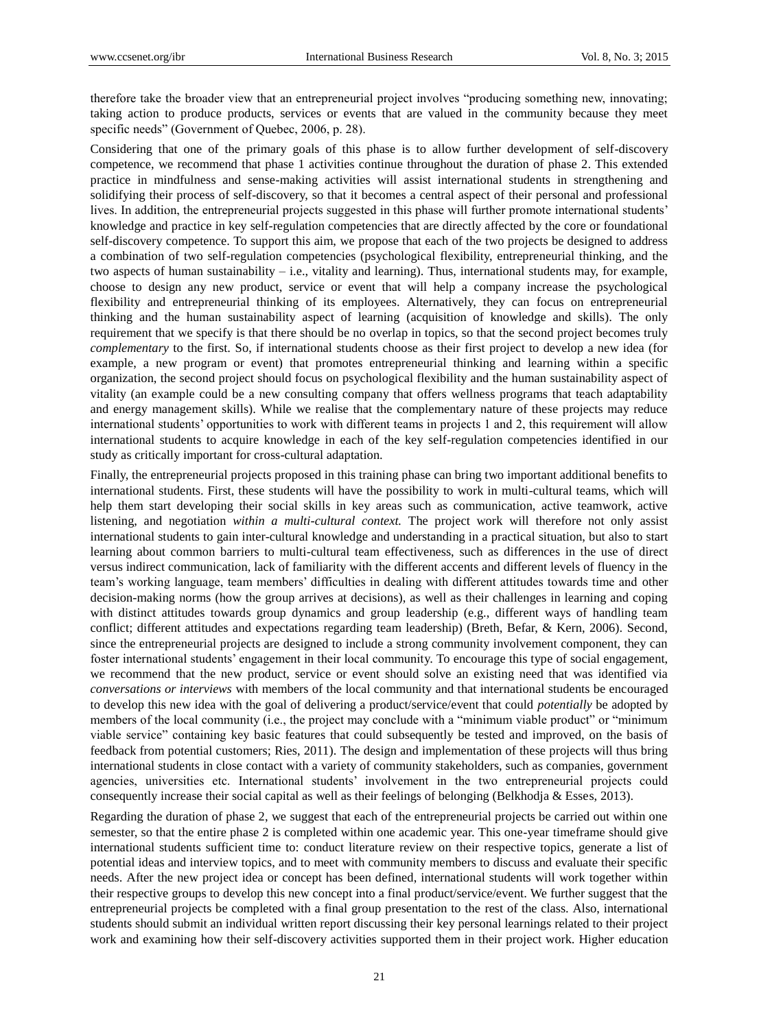therefore take the broader view that an entrepreneurial project involves "producing something new, innovating; taking action to produce products, services or events that are valued in the community because they meet specific needs" (Government of Quebec, 2006, p. 28).

Considering that one of the primary goals of this phase is to allow further development of self-discovery competence, we recommend that phase 1 activities continue throughout the duration of phase 2. This extended practice in mindfulness and sense-making activities will assist international students in strengthening and solidifying their process of self-discovery, so that it becomes a central aspect of their personal and professional lives. In addition, the entrepreneurial projects suggested in this phase will further promote international students' knowledge and practice in key self-regulation competencies that are directly affected by the core or foundational self-discovery competence. To support this aim, we propose that each of the two projects be designed to address a combination of two self-regulation competencies (psychological flexibility, entrepreneurial thinking, and the two aspects of human sustainability – i.e., vitality and learning). Thus, international students may, for example, choose to design any new product, service or event that will help a company increase the psychological flexibility and entrepreneurial thinking of its employees. Alternatively, they can focus on entrepreneurial thinking and the human sustainability aspect of learning (acquisition of knowledge and skills). The only requirement that we specify is that there should be no overlap in topics, so that the second project becomes truly *complementary* to the first. So, if international students choose as their first project to develop a new idea (for example, a new program or event) that promotes entrepreneurial thinking and learning within a specific organization, the second project should focus on psychological flexibility and the human sustainability aspect of vitality (an example could be a new consulting company that offers wellness programs that teach adaptability and energy management skills). While we realise that the complementary nature of these projects may reduce international students' opportunities to work with different teams in projects 1 and 2, this requirement will allow international students to acquire knowledge in each of the key self-regulation competencies identified in our study as critically important for cross-cultural adaptation.

Finally, the entrepreneurial projects proposed in this training phase can bring two important additional benefits to international students. First, these students will have the possibility to work in multi-cultural teams, which will help them start developing their social skills in key areas such as communication, active teamwork, active listening, and negotiation *within a multi-cultural context.* The project work will therefore not only assist international students to gain inter-cultural knowledge and understanding in a practical situation, but also to start learning about common barriers to multi-cultural team effectiveness, such as differences in the use of direct versus indirect communication, lack of familiarity with the different accents and different levels of fluency in the team's working language, team members' difficulties in dealing with different attitudes towards time and other decision-making norms (how the group arrives at decisions), as well as their challenges in learning and coping with distinct attitudes towards group dynamics and group leadership (e.g., different ways of handling team conflict; different attitudes and expectations regarding team leadership) (Breth, Befar, & Kern, 2006). Second, since the entrepreneurial projects are designed to include a strong community involvement component, they can foster international students' engagement in their local community. To encourage this type of social engagement, we recommend that the new product, service or event should solve an existing need that was identified via *conversations or interviews* with members of the local community and that international students be encouraged to develop this new idea with the goal of delivering a product/service/event that could *potentially* be adopted by members of the local community (i.e., the project may conclude with a "minimum viable product" or "minimum viable service" containing key basic features that could subsequently be tested and improved, on the basis of feedback from potential customers; Ries, 2011). The design and implementation of these projects will thus bring international students in close contact with a variety of community stakeholders, such as companies, government agencies, universities etc. International students' involvement in the two entrepreneurial projects could consequently increase their social capital as well as their feelings of belonging (Belkhodja & Esses, 2013).

Regarding the duration of phase 2, we suggest that each of the entrepreneurial projects be carried out within one semester, so that the entire phase 2 is completed within one academic year. This one-year timeframe should give international students sufficient time to: conduct literature review on their respective topics, generate a list of potential ideas and interview topics, and to meet with community members to discuss and evaluate their specific needs. After the new project idea or concept has been defined, international students will work together within their respective groups to develop this new concept into a final product/service/event. We further suggest that the entrepreneurial projects be completed with a final group presentation to the rest of the class. Also, international students should submit an individual written report discussing their key personal learnings related to their project work and examining how their self-discovery activities supported them in their project work. Higher education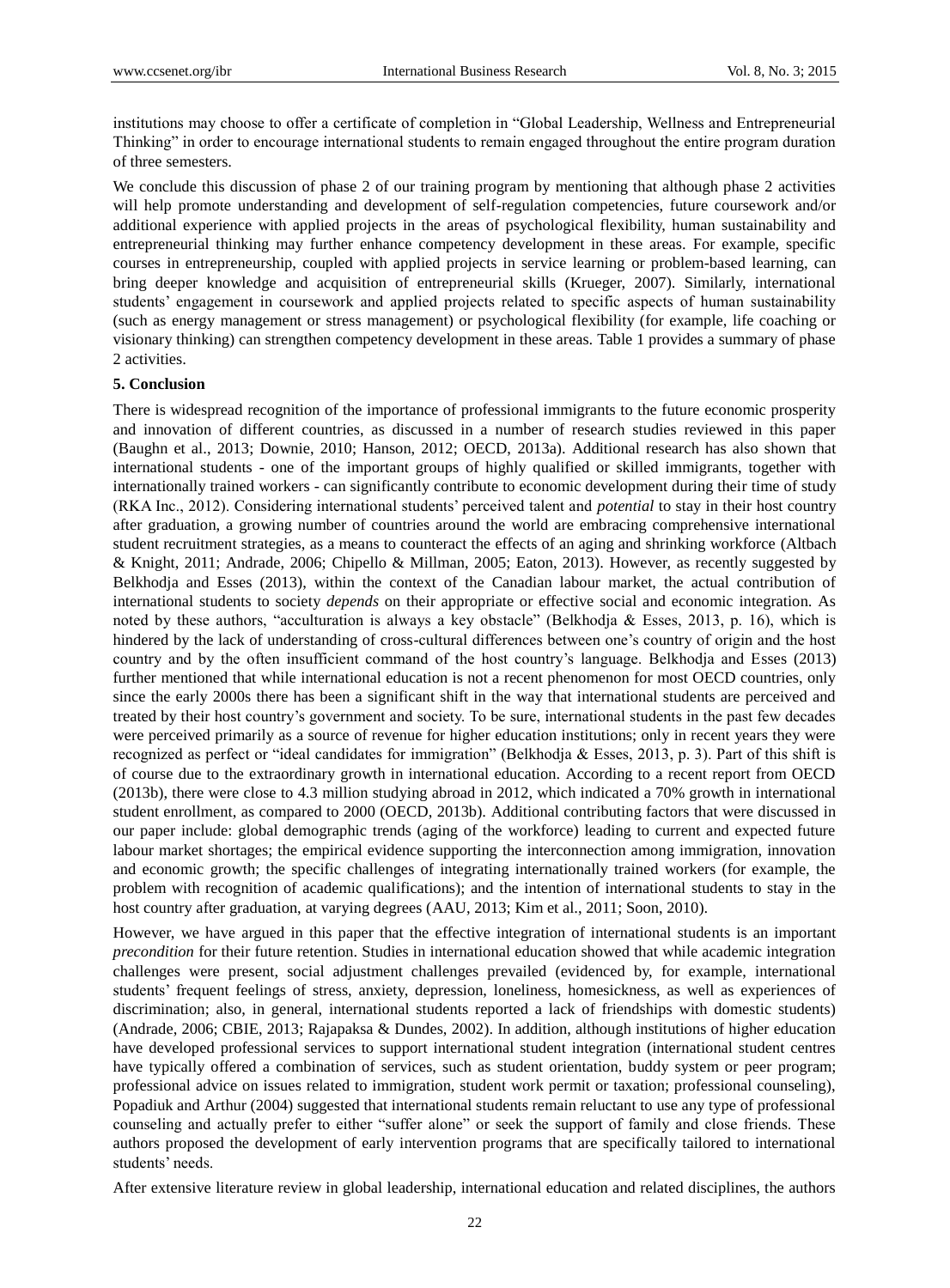institutions may choose to offer a certificate of completion in "Global Leadership, Wellness and Entrepreneurial Thinking" in order to encourage international students to remain engaged throughout the entire program duration of three semesters.

We conclude this discussion of phase 2 of our training program by mentioning that although phase 2 activities will help promote understanding and development of self-regulation competencies, future coursework and/or additional experience with applied projects in the areas of psychological flexibility, human sustainability and entrepreneurial thinking may further enhance competency development in these areas. For example, specific courses in entrepreneurship, coupled with applied projects in service learning or problem-based learning, can bring deeper knowledge and acquisition of entrepreneurial skills (Krueger, 2007). Similarly, international students' engagement in coursework and applied projects related to specific aspects of human sustainability (such as energy management or stress management) or psychological flexibility (for example, life coaching or visionary thinking) can strengthen competency development in these areas. Table 1 provides a summary of phase 2 activities.

## 5. Conclusion

There is widespread recognition of the importance of professional immigrants to the future economic prosperity and innovation of different countries, as discussed in a number of research studies reviewed in this paper (Baughn et al., 2013; Downie, 2010; Hanson, 2012; OECD, 2013a). Additional research has also shown that international students - one of the important groups of highly qualified or skilled immigrants, together with internationally trained workers - can significantly contribute to economic development during their time of study (RKA Inc., 2012). Considering international students' perceived talent and *potential* to stay in their host country after graduation, a growing number of countries around the world are embracing comprehensive international student recruitment strategies, as a means to counteract the effects of an aging and shrinking workforce (Altbach & Knight, 2011; Andrade, 2006; Chipello & Millman, 2005; Eaton, 2013). However, as recently suggested by Belkhodja and Esses (2013), within the context of the Canadian labour market, the actual contribution of international students to society *depends* on their appropriate or effective social and economic integration. As noted by these authors, "acculturation is always a key obstacle" (Belkhodja & Esses, 2013, p. 16), which is hindered by the lack of understanding of cross-cultural differences between one's country of origin and the host country and by the often insufficient command of the host country's language. Belkhodja and Esses (2013) further mentioned that while international education is not a recent phenomenon for most OECD countries, only since the early 2000s there has been a significant shift in the way that international students are perceived and treated by their host country's government and society. To be sure, international students in the past few decades were perceived primarily as a source of revenue for higher education institutions; only in recent years they were recognized as perfect or "ideal candidates for immigration" (Belkhodja & Esses, 2013, p. 3). Part of this shift is of course due to the extraordinary growth in international education. According to a recent report from OECD (2013b), there were close to 4.3 million studying abroad in 2012, which indicated a 70% growth in international student enrollment, as compared to 2000 (OECD, 2013b). Additional contributing factors that were discussed in our paper include: global demographic trends (aging of the workforce) leading to current and expected future labour market shortages; the empirical evidence supporting the interconnection among immigration, innovation and economic growth; the specific challenges of integrating internationally trained workers (for example, the problem with recognition of academic qualifications); and the intention of international students to stay in the host country after graduation, at varying degrees (AAU, 2013; Kim et al., 2011; Soon, 2010).

However, we have argued in this paper that the effective integration of international students is an important *precondition* for their future retention. Studies in international education showed that while academic integration challenges were present, social adjustment challenges prevailed (evidenced by, for example, international students' frequent feelings of stress, anxiety, depression, loneliness, homesickness, as well as experiences of discrimination; also, in general, international students reported a lack of friendships with domestic students) (Andrade, 2006; CBIE, 2013; Rajapaksa & Dundes, 2002). In addition, although institutions of higher education have developed professional services to support international student integration (international student centres have typically offered a combination of services, such as student orientation, buddy system or peer program; professional advice on issues related to immigration, student work permit or taxation; professional counseling), Popadiuk and Arthur (2004) suggested that international students remain reluctant to use any type of professional counseling and actually prefer to either "suffer alone" or seek the support of family and close friends. These authors proposed the development of early intervention programs that are specifically tailored to international students' needs.

After extensive literature review in global leadership, international education and related disciplines, the authors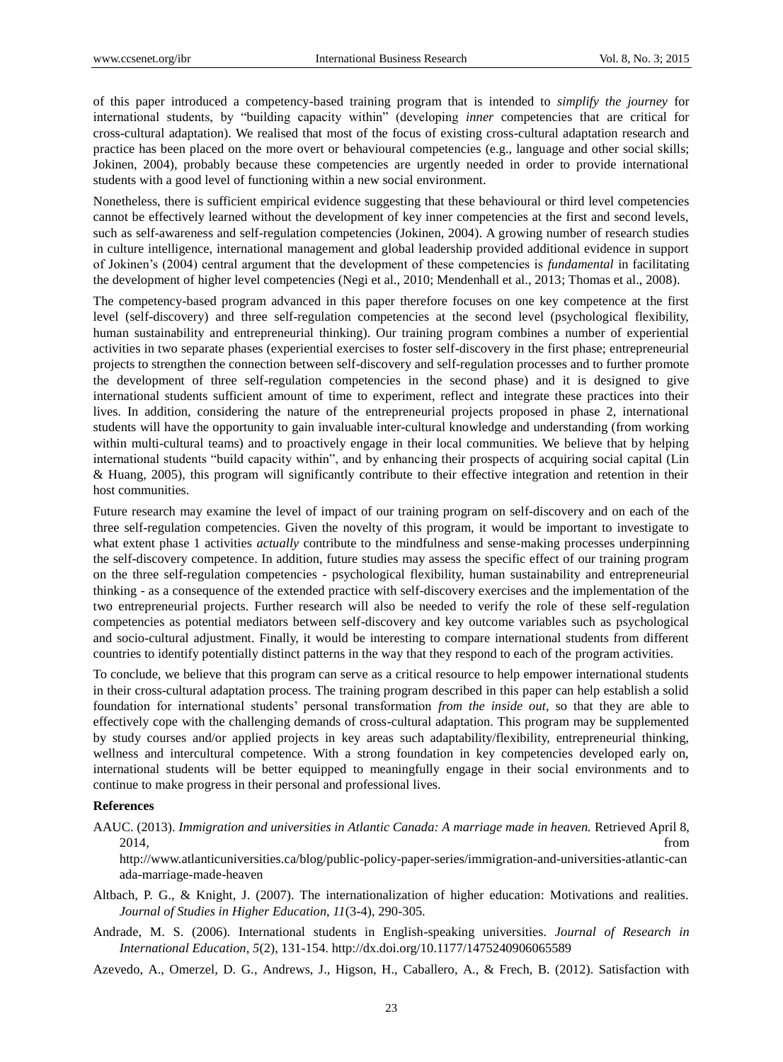of this paper introduced a competency-based training program that is intended to *simplify the journey* for international students, by "building capacity within" (developing *inner* competencies that are critical for cross-cultural adaptation). We realised that most of the focus of existing cross-cultural adaptation research and practice has been placed on the more overt or behavioural competencies (e.g., language and other social skills; Jokinen, 2004), probably because these competencies are urgently needed in order to provide international students with a good level of functioning within a new social environment.

Nonetheless, there is sufficient empirical evidence suggesting that these behavioural or third level competencies cannot be effectively learned without the development of key inner competencies at the first and second levels, such as self-awareness and self-regulation competencies (Jokinen, 2004). A growing number of research studies in culture intelligence, international management and global leadership provided additional evidence in support of Jokinen's (2004) central argument that the development of these competencies is *fundamental* in facilitating the development of higher level competencies (Negi et al., 2010; Mendenhall et al., 2013; Thomas et al., 2008).

The competency-based program advanced in this paper therefore focuses on one key competence at the first level (self-discovery) and three self-regulation competencies at the second level (psychological flexibility, human sustainability and entrepreneurial thinking). Our training program combines a number of experiential activities in two separate phases (experiential exercises to foster self-discovery in the first phase; entrepreneurial projects to strengthen the connection between self-discovery and self-regulation processes and to further promote the development of three self-regulation competencies in the second phase) and it is designed to give international students sufficient amount of time to experiment, reflect and integrate these practices into their lives. In addition, considering the nature of the entrepreneurial projects proposed in phase 2, international students will have the opportunity to gain invaluable inter-cultural knowledge and understanding (from working within multi-cultural teams) and to proactively engage in their local communities. We believe that by helping international students "build capacity within", and by enhancing their prospects of acquiring social capital (Lin & Huang, 2005), this program will significantly contribute to their effective integration and retention in their host communities.

Future research may examine the level of impact of our training program on self-discovery and on each of the three self-regulation competencies. Given the novelty of this program, it would be important to investigate to what extent phase 1 activities *actually* contribute to the mindfulness and sense-making processes underpinning the self-discovery competence. In addition, future studies may assess the specific effect of our training program on the three self-regulation competencies - psychological flexibility, human sustainability and entrepreneurial thinking - as a consequence of the extended practice with self-discovery exercises and the implementation of the two entrepreneurial projects. Further research will also be needed to verify the role of these self-regulation competencies as potential mediators between self-discovery and key outcome variables such as psychological and socio-cultural adjustment. Finally, it would be interesting to compare international students from different countries to identify potentially distinct patterns in the way that they respond to each of the program activities.

To conclude, we believe that this program can serve as a critical resource to help empower international students in their cross-cultural adaptation process. The training program described in this paper can help establish a solid foundation for international students' personal transformation *from the inside out*, so that they are able to effectively cope with the challenging demands of cross-cultural adaptation. This program may be supplemented by study courses and/or applied projects in key areas such adaptability/flexibility, entrepreneurial thinking, wellness and intercultural competence. With a strong foundation in key competencies developed early on, international students will be better equipped to meaningfully engage in their social environments and to continue to make progress in their personal and professional lives.

**References**

AAUC. (2013). *Immigration and universities in Atlantic Canada: A marriage made in heaven.* Retrieved April 8, 2014, from http://www.atlanticuniversities.ca/blog/public-policy-paper-series/immigration-and-universities-atlantic-canada-marriage-made-heaven

Altbach, P. G., & Knight, J. (2007). The internationalization of higher education: Motivations and realities. *Journal of Studies in Higher Education, 11*(3-4), 290-305.

Andrade, M. S. (2006). International students in English-speaking universities. *Journal of Research in International Education, 5*(2), 131-154. http://dx.doi.org/10.1177/1475240906065589

Azevedo, A., Omerzel, D. G., Andrews, J., Higson, H., Caballero, A., & Frech, B. (2012). Satisfaction with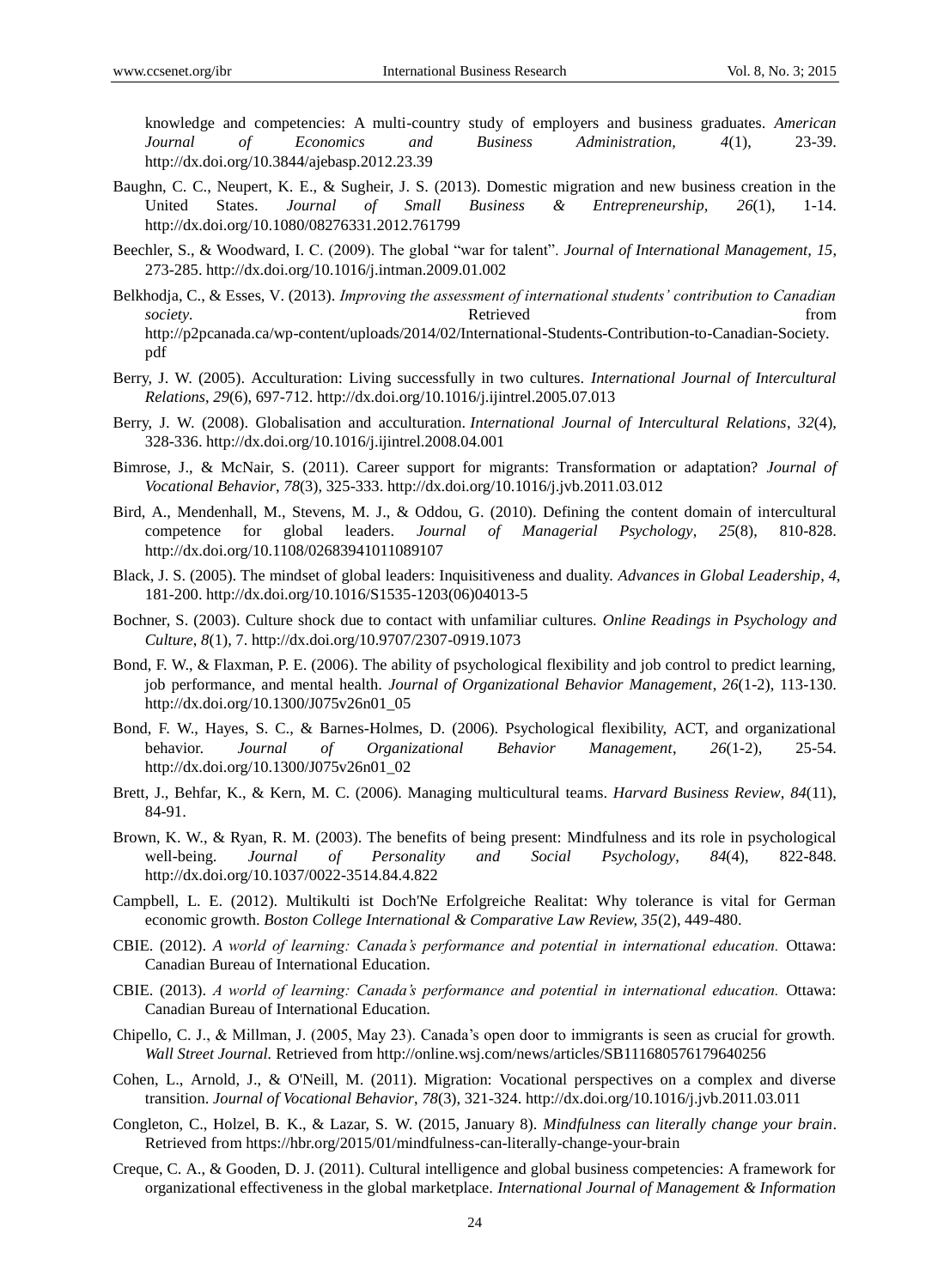knowledge and competencies: A multi-country study of employers and business graduates. *American Journal of Economics and Business Administration*, *4*(1), 23-39. http://dx.doi.org/10.3844/ajebasp.2012.23.39

Baughn, C. C., Neupert, K. E., & Sugheir, J. S. (2013). Domestic migration and new business creation in the United States. *Journal of Small Business & Entrepreneurship*, *26*(1), 1-14. http://dx.doi.org/10.1080/08276331.2012.761799

Beechler, S., & Woodward, I. C. (2009). The global "war for talent". *Journal of International Management*, *15*, 273-285. http://dx.doi.org/10.1016/j.intman.2009.01.002

Belkhodja, C., & Esses, V. (2013). *Improving the assessment of international students' contribution to Canadian society*. Retrieved from http://p2pcanada.ca/wp-content/uploads/2014/02/International-Students-Contribution-to-Canadian-Society.pdf

Berry, J. W. (2005). Acculturation: Living successfully in two cultures. *International Journal of Intercultural Relations*, *29*(6), 697-712. http://dx.doi.org/10.1016/j.ijintrel.2005.07.013

Berry, J. W. (2008). Globalisation and acculturation. *International Journal of Intercultural Relations*, *32*(4), 328-336. http://dx.doi.org/10.1016/j.ijintrel.2008.04.001

Bimrose, J., & McNair, S. (2011). Career support for migrants: Transformation or adaptation? *Journal of Vocational Behavior*, *78*(3), 325-333. http://dx.doi.org/10.1016/j.jvb.2011.03.012

Bird, A., Mendenhall, M., Stevens, M. J., & Oddou, G. (2010). Defining the content domain of intercultural competence for global leaders. *Journal of Managerial Psychology*, *25*(8), 810-828. http://dx.doi.org/10.1108/02683941011089107

Black, J. S. (2005). The mindset of global leaders: Inquisitiveness and duality. *Advances in Global Leadership*, *4*, 181-200. http://dx.doi.org/10.1016/S1535-1203(06)04013-5

Bochner, S. (2003). Culture shock due to contact with unfamiliar cultures. *Online Readings in Psychology and Culture*, *8*(1), 7. http://dx.doi.org/10.9707/2307-0919.1073

Bond, F. W., & Flaxman, P. E. (2006). The ability of psychological flexibility and job control to predict learning, job performance, and mental health. *Journal of Organizational Behavior Management*, *26*(1-2), 113-130. http://dx.doi.org/10.1300/J075v26n01_05

Bond, F. W., Hayes, S. C., & Barnes-Holmes, D. (2006). Psychological flexibility, ACT, and organizational behavior. *Journal of Organizational Behavior Management*, *26*(1-2), 25-54. http://dx.doi.org/10.1300/J075v26n01_02

Brett, J., Behfar, K., & Kern, M. C. (2006). Managing multicultural teams. *Harvard Business Review*, *84*(11), 84-91.

Brown, K. W., & Ryan, R. M. (2003). The benefits of being present: Mindfulness and its role in psychological well-being. *Journal of Personality and Social Psychology*, *84*(4), 822-848. http://dx.doi.org/10.1037/0022-3514.84.4.822

Campbell, L. E. (2012). Multikulti ist Doch'Ne Erfolgreiche Realitat: Why tolerance is vital for German economic growth. *Boston College International & Comparative Law Review*, *35*(2), 449-480.

CBIE. (2012). *A world of learning: Canada's performance and potential in international education.* Ottawa: Canadian Bureau of International Education.

CBIE. (2013). *A world of learning: Canada's performance and potential in international education.* Ottawa: Canadian Bureau of International Education.

Chipello, C. J., & Millman, J. (2005, May 23). Canada's open door to immigrants is seen as crucial for growth. *Wall Street Journal.* Retrieved from http://online.wsj.com/news/articles/SB111680576179640256

Cohen, L., Arnold, J., & O'Neill, M. (2011). Migration: Vocational perspectives on a complex and diverse transition. *Journal of Vocational Behavior*, *78*(3), 321-324. http://dx.doi.org/10.1016/j.jvb.2011.03.011

Congleton, C., Holzel, B. K., & Lazar, S. W. (2015, January 8). *Mindfulness can literally change your brain*. Retrieved from https://hbr.org/2015/01/mindfulness-can-literally-change-your-brain

Creque, C. A., & Gooden, D. J. (2011). Cultural intelligence and global business competencies: A framework for organizational effectiveness in the global marketplace. *International Journal of Management & Information*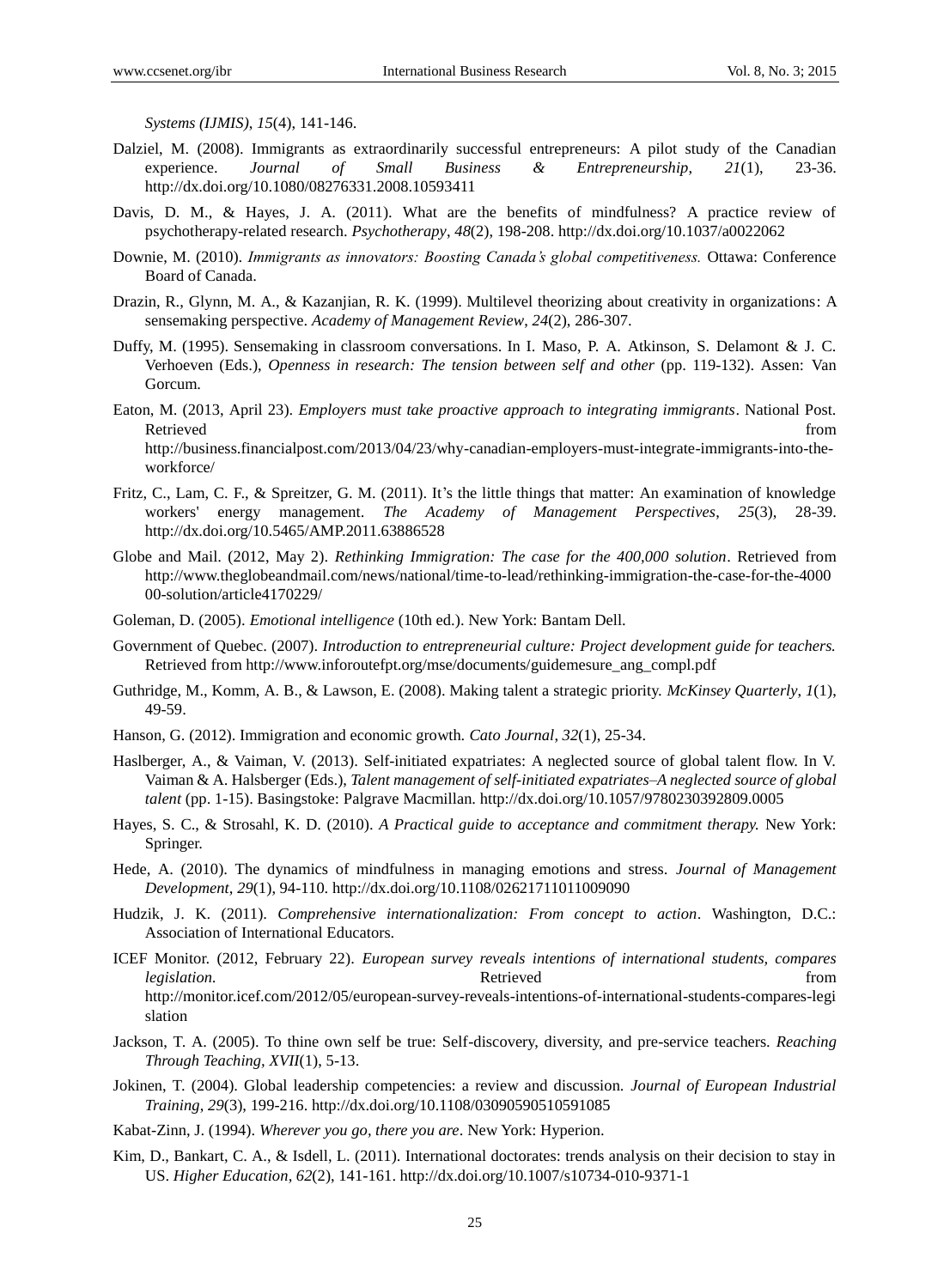*Systems (IJMIS)*, *15*(4), 141-146.

Dalziel, M. (2008). Immigrants as extraordinarily successful entrepreneurs: A pilot study of the Canadian experience. *Journal of Small Business & Entrepreneurship*, *21*(1), 23-36. http://dx.doi.org/10.1080/08276331.2008.10593411

Davis, D. M., & Hayes, J. A. (2011). What are the benefits of mindfulness? A practice review of psychotherapy-related research. *Psychotherapy*, *48*(2), 198-208. http://dx.doi.org/10.1037/a0022062

Downie, M. (2010). *Immigrants as innovators: Boosting Canada's global competitiveness.* Ottawa: Conference Board of Canada.

Drazin, R., Glynn, M. A., & Kazanjian, R. K. (1999). Multilevel theorizing about creativity in organizations: A sensemaking perspective. *Academy of Management Review*, *24*(2), 286-307.

Duffy, M. (1995). Sensemaking in classroom conversations. In I. Maso, P. A. Atkinson, S. Delamont & J. C. Verhoeven (Eds.), *Openness in research: The tension between self and other* (pp. 119-132). Assen: Van Gorcum.

Eaton, M. (2013, April 23). *Employers must take proactive approach to integrating immigrants*. National Post. Retrieved from http://business.financialpost.com/2013/04/23/why-canadian-employers-must-integrate-immigrants-into-the-workforce/

Fritz, C., Lam, C. F., & Spreitzer, G. M. (2011). It's the little things that matter: An examination of knowledge workers' energy management. *The Academy of Management Perspectives*, *25*(3), 28-39. http://dx.doi.org/10.5465/AMP.2011.63886528

Globe and Mail. (2012, May 2). *Rethinking Immigration: The case for the 400,000 solution*. Retrieved from http://www.theglobeandmail.com/news/national/time-to-lead/rethinking-immigration-the-case-for-the-400000-solution/article4170229/

Goleman, D. (2005). *Emotional intelligence* (10th ed.). New York: Bantam Dell.

Government of Quebec. (2007). *Introduction to entrepreneurial culture: Project development guide for teachers.* Retrieved from http://www.inforoutefpt.org/mse/documents/guidemesure_ang_compl.pdf

Guthridge, M., Komm, A. B., & Lawson, E. (2008). Making talent a strategic priority. *McKinsey Quarterly*, *1*(1), 49-59.

Hanson, G. (2012). Immigration and economic growth. *Cato Journal*, *32*(1), 25-34.

Haslberger, A., & Vaiman, V. (2013). Self-initiated expatriates: A neglected source of global talent flow. In V. Vaiman & A. Halsberger (Eds.), *Talent management of self-initiated expatriates–A neglected source of global talent* (pp. 1-15). Basingstoke: Palgrave Macmillan. http://dx.doi.org/10.1057/9780230392809.0005

Hayes, S. C., & Strosahl, K. D. (2010). *A Practical guide to acceptance and commitment therapy.* New York: Springer.

Hede, A. (2010). The dynamics of mindfulness in managing emotions and stress. *Journal of Management Development*, *29*(1), 94-110. http://dx.doi.org/10.1108/02621711011009090

Hudzik, J. K. (2011). *Comprehensive internationalization: From concept to action*. Washington, D.C.: Association of International Educators.

ICEF Monitor. (2012, February 22). *European survey reveals intentions of international students, compares legislation*. Retrieved from http://monitor.icef.com/2012/05/european-survey-reveals-intentions-of-international-students-compares-legislation

Jackson, T. A. (2005). To thine own self be true: Self-discovery, diversity, and pre-service teachers. *Reaching Through Teaching*, *XVII*(1), 5-13.

Jokinen, T. (2004). Global leadership competencies: a review and discussion. *Journal of European Industrial Training*, *29*(3), 199-216. http://dx.doi.org/10.1108/03090590510591085

Kabat-Zinn, J. (1994). *Wherever you go, there you are*. New York: Hyperion.

Kim, D., Bankart, C. A., & Isdell, L. (2011). International doctorates: trends analysis on their decision to stay in US. *Higher Education*, *62*(2), 141-161. http://dx.doi.org/10.1007/s10734-010-9371-1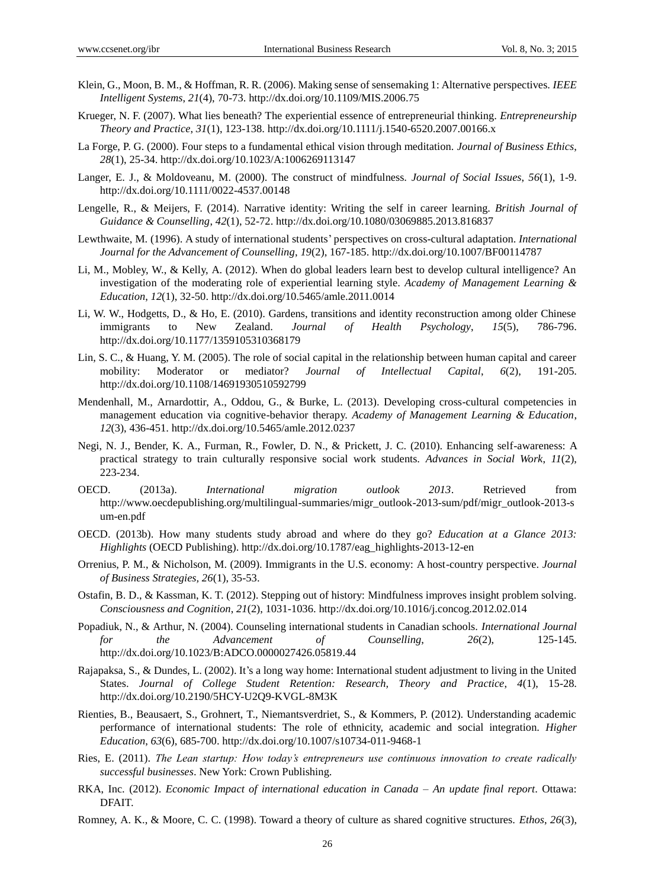Klein, G., Moon, B. M., & Hoffman, R. R. (2006). Making sense of sensemaking 1: Alternative perspectives. *IEEE Intelligent Systems*, *21*(4), 70-73. http://dx.doi.org/10.1109/MIS.2006.75

Krueger, N. F. (2007). What lies beneath? The experiential essence of entrepreneurial thinking. *Entrepreneurship Theory and Practice*, *31*(1), 123-138. http://dx.doi.org/10.1111/j.1540-6520.2007.00166.x

La Forge, P. G. (2000). Four steps to a fundamental ethical vision through meditation. *Journal of Business Ethics*, *28*(1), 25-34. http://dx.doi.org/10.1023/A:1006269113147

Langer, E. J., & Moldoveanu, M. (2000). The construct of mindfulness. *Journal of Social Issues, 56*(1), 1-9. http://dx.doi.org/10.1111/0022-4537.00148

Lengelle, R., & Meijers, F. (2014). Narrative identity: Writing the self in career learning. *British Journal of Guidance & Counselling*, *42*(1), 52-72. http://dx.doi.org/10.1080/03069885.2013.816837

Lewthwaite, M. (1996). A study of international students' perspectives on cross-cultural adaptation. *International Journal for the Advancement of Counselling*, *19*(2), 167-185. http://dx.doi.org/10.1007/BF00114787

Li, M., Mobley, W., & Kelly, A. (2012). When do global leaders learn best to develop cultural intelligence? An investigation of the moderating role of experiential learning style. *Academy of Management Learning & Education*, *12*(1), 32-50. http://dx.doi.org/10.5465/amle.2011.0014

Li, W. W., Hodgetts, D., & Ho, E. (2010). Gardens, transitions and identity reconstruction among older Chinese immigrants to New Zealand. *Journal of Health Psychology*, *15*(5), 786-796. http://dx.doi.org/10.1177/1359105310368179

Lin, S. C., & Huang, Y. M. (2005). The role of social capital in the relationship between human capital and career mobility: Moderator or mediator? *Journal of Intellectual Capital*, *6*(2), 191-205. http://dx.doi.org/10.1108/14691930510592799

Mendenhall, M., Arnardottir, A., Oddou, G., & Burke, L. (2013). Developing cross-cultural competencies in management education via cognitive-behavior therapy. *Academy of Management Learning & Education*, *12*(3), 436-451. http://dx.doi.org/10.5465/amle.2012.0237

Negi, N. J., Bender, K. A., Furman, R., Fowler, D. N., & Prickett, J. C. (2010). Enhancing self-awareness: A practical strategy to train culturally responsive social work students. *Advances in Social Work*, *11*(2), 223-234.

OECD. (2013a). *International migration outlook 2013*. Retrieved from http://www.oecdepublishing.org/multilingual-summaries/migr_outlook-2013-sum/pdf/migr_outlook-2013-sum-en.pdf

OECD. (2013b). How many students study abroad and where do they go? *Education at a Glance 2013: Highlights* (OECD Publishing). http://dx.doi.org/10.1787/eag_highlights-2013-12-en

Orrenius, P. M., & Nicholson, M. (2009). Immigrants in the U.S. economy: A host-country perspective. *Journal of Business Strategies*, *26*(1), 35-53.

Ostafin, B. D., & Kassman, K. T. (2012). Stepping out of history: Mindfulness improves insight problem solving. *Consciousness and Cognition*, *21*(2), 1031-1036. http://dx.doi.org/10.1016/j.concog.2012.02.014

Popadiuk, N., & Arthur, N. (2004). Counseling international students in Canadian schools. *International Journal for the Advancement of Counselling, 26*(2), 125-145. http://dx.doi.org/10.1023/B:ADCO.0000027426.05819.44

Rajapaksa, S., & Dundes, L. (2002). It's a long way home: International student adjustment to living in the United States. *Journal of College Student Retention: Research, Theory and Practice*, *4*(1), 15-28. http://dx.doi.org/10.2190/5HCY-U2Q9-KVGL-8M3K

Rienties, B., Beausaert, S., Grohnert, T., Niemantsverdriet, S., & Kommers, P. (2012). Understanding academic performance of international students: The role of ethnicity, academic and social integration. *Higher Education*, *63*(6), 685-700. http://dx.doi.org/10.1007/s10734-011-9468-1

Ries, E. (2011). *The Lean startup: How today's entrepreneurs use continuous innovation to create radically successful businesses*. New York: Crown Publishing.

RKA, Inc. (2012). *Economic Impact of international education in Canada – An update final report*. Ottawa: DFAIT.

Romney, A. K., & Moore, C. C. (1998). Toward a theory of culture as shared cognitive structures. *Ethos*, *26*(3),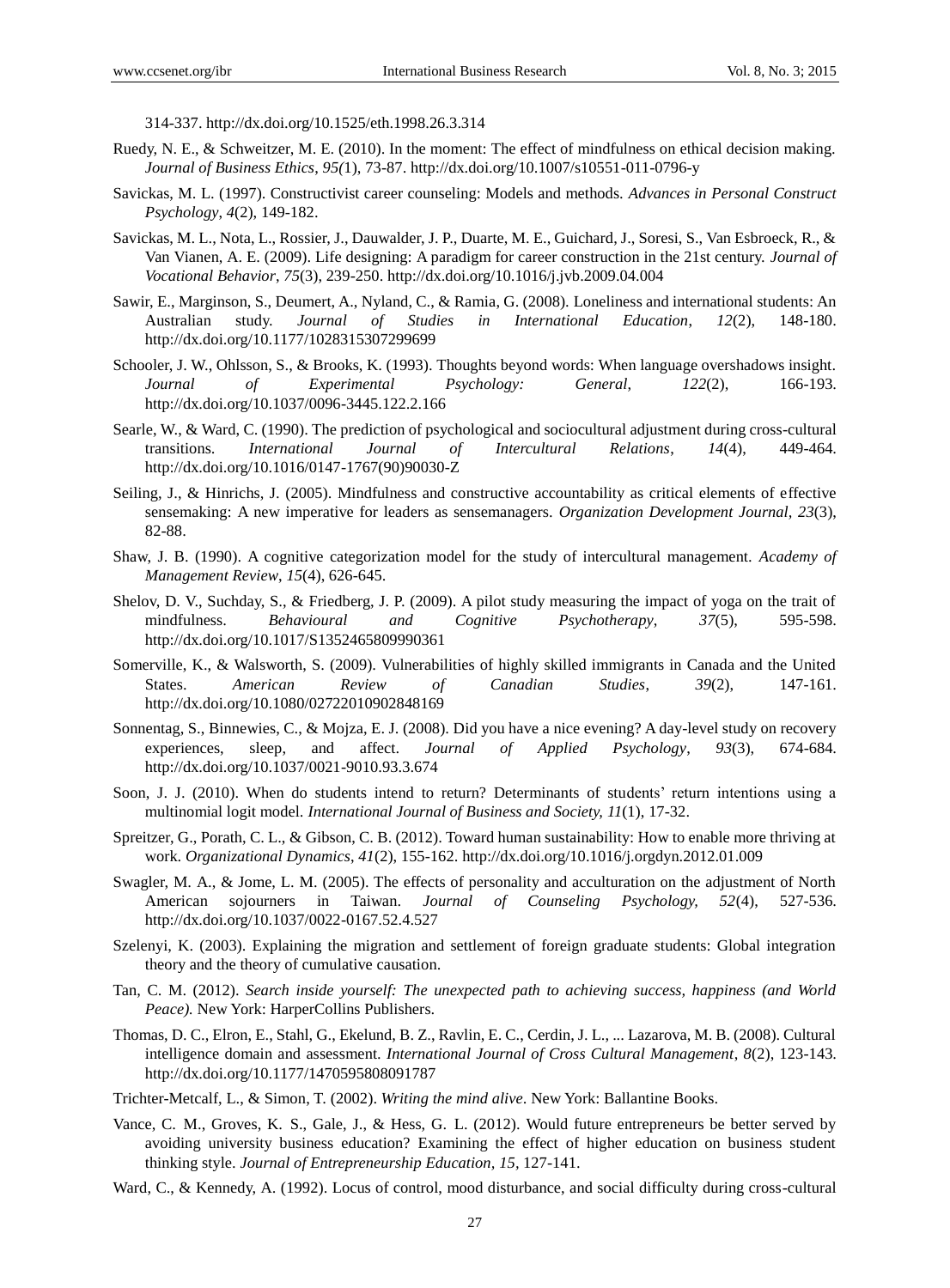314-337. http://dx.doi.org/10.1525/eth.1998.26.3.314

Ruedy, N. E., & Schweitzer, M. E. (2010). In the moment: The effect of mindfulness on ethical decision making. *Journal of Business Ethics*, *95(*1), 73-87. http://dx.doi.org/10.1007/s10551-011-0796-y

Savickas, M. L. (1997). Constructivist career counseling: Models and methods. *Advances in Personal Construct Psychology*, *4*(2), 149-182.

Savickas, M. L., Nota, L., Rossier, J., Dauwalder, J. P., Duarte, M. E., Guichard, J., Soresi, S., Van Esbroeck, R., & Van Vianen, A. E. (2009). Life designing: A paradigm for career construction in the 21st century. *Journal of Vocational Behavior*, *75*(3), 239-250. http://dx.doi.org/10.1016/j.jvb.2009.04.004

Sawir, E., Marginson, S., Deumert, A., Nyland, C., & Ramia, G. (2008). Loneliness and international students: An Australian study. *Journal of Studies in International Education*, *12*(2), 148-180. http://dx.doi.org/10.1177/1028315307299699

Schooler, J. W., Ohlsson, S., & Brooks, K. (1993). Thoughts beyond words: When language overshadows insight. *Journal of Experimental Psychology: General*, *122*(2), 166-193. http://dx.doi.org/10.1037/0096-3445.122.2.166

Searle, W., & Ward, C. (1990). The prediction of psychological and sociocultural adjustment during cross-cultural transitions. *International Journal of Intercultural Relations*, *14*(4), 449-464. http://dx.doi.org/10.1016/0147-1767(90)90030-Z

Seiling, J., & Hinrichs, J. (2005). Mindfulness and constructive accountability as critical elements of effective sensemaking: A new imperative for leaders as sensemanagers. *Organization Development Journal*, *23*(3), 82-88.

Shaw, J. B. (1990). A cognitive categorization model for the study of intercultural management. *Academy of Management Review*, *15*(4), 626-645.

Shelov, D. V., Suchday, S., & Friedberg, J. P. (2009). A pilot study measuring the impact of yoga on the trait of mindfulness. *Behavioural and Cognitive Psychotherapy*, *37*(5), 595-598. http://dx.doi.org/10.1017/S1352465809990361

Somerville, K., & Walsworth, S. (2009). Vulnerabilities of highly skilled immigrants in Canada and the United States. *American Review of Canadian Studies*, *39*(2), 147-161. http://dx.doi.org/10.1080/02722010902848169

Sonnentag, S., Binnewies, C., & Mojza, E. J. (2008). Did you have a nice evening? A day-level study on recovery experiences, sleep, and affect. *Journal of Applied Psychology*, *93*(3), 674-684. http://dx.doi.org/10.1037/0021-9010.93.3.674

Soon, J. J. (2010). When do students intend to return? Determinants of students' return intentions using a multinomial logit model. *International Journal of Business and Society, 11*(1), 17-32.

Spreitzer, G., Porath, C. L., & Gibson, C. B. (2012). Toward human sustainability: How to enable more thriving at work. *Organizational Dynamics*, *41*(2), 155-162. http://dx.doi.org/10.1016/j.orgdyn.2012.01.009

Swagler, M. A., & Jome, L. M. (2005). The effects of personality and acculturation on the adjustment of North American sojourners in Taiwan. *Journal of Counseling Psychology, 52*(4), 527-536. http://dx.doi.org/10.1037/0022-0167.52.4.527

Szelenyi, K. (2003). Explaining the migration and settlement of foreign graduate students: Global integration theory and the theory of cumulative causation.

Tan, C. M. (2012). *Search inside yourself: The unexpected path to achieving success, happiness (and World Peace).* New York: HarperCollins Publishers.

Thomas, D. C., Elron, E., Stahl, G., Ekelund, B. Z., Ravlin, E. C., Cerdin, J. L., ... Lazarova, M. B. (2008). Cultural intelligence domain and assessment. *International Journal of Cross Cultural Management*, *8*(2), 123-143. http://dx.doi.org/10.1177/1470595808091787

Trichter-Metcalf, L., & Simon, T. (2002). *Writing the mind alive*. New York: Ballantine Books.

Vance, C. M., Groves, K. S., Gale, J., & Hess, G. L. (2012). Would future entrepreneurs be better served by avoiding university business education? Examining the effect of higher education on business student thinking style. *Journal of Entrepreneurship Education, 15,* 127-141.

Ward, C., & Kennedy, A. (1992). Locus of control, mood disturbance, and social difficulty during cross-cultural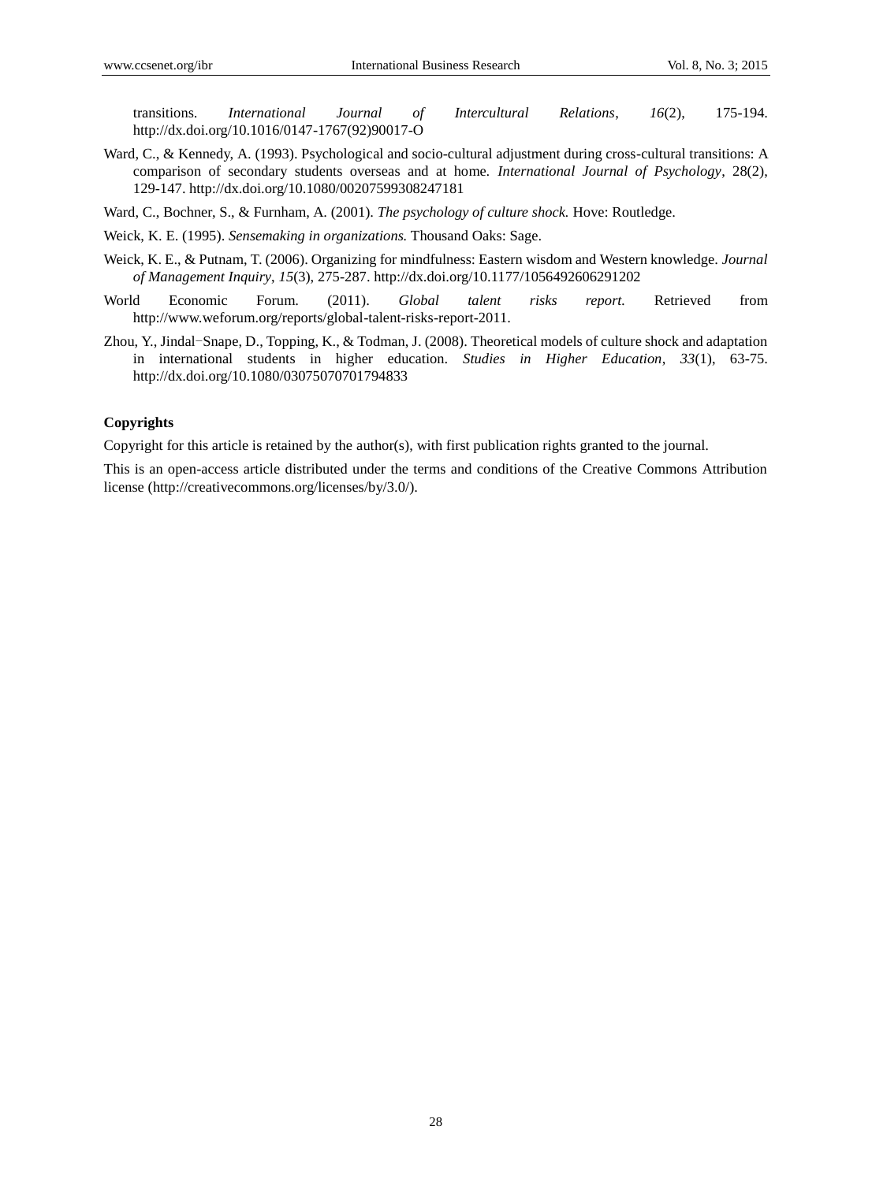transitions. *International Journal of Intercultural Relations*, *16*(2), 175-194. http://dx.doi.org/10.1016/0147-1767(92)90017-O

Ward, C., & Kennedy, A. (1993). Psychological and socio-cultural adjustment during cross-cultural transitions: A comparison of secondary students overseas and at home. *International Journal of Psychology*, 28(2), 129-147. http://dx.doi.org/10.1080/00207599308247181

Ward, C., Bochner, S., & Furnham, A. (2001). *The psychology of culture shock.* Hove: Routledge.

Weick, K. E. (1995). *Sensemaking in organizations.* Thousand Oaks: Sage.

Weick, K. E., & Putnam, T. (2006). Organizing for mindfulness: Eastern wisdom and Western knowledge. *Journal of Management Inquiry*, *15*(3), 275-287. http://dx.doi.org/10.1177/1056492606291202

World Economic Forum. (2011). *Global talent risks report.* Retrieved from http://www.weforum.org/reports/global-talent-risks-report-2011.

Zhou, Y., Jindal‐Snape, D., Topping, K., & Todman, J. (2008). Theoretical models of culture shock and adaptation in international students in higher education. *Studies in Higher Education*, *33*(1), 63-75. http://dx.doi.org/10.1080/03075070701794833

**Copyrights**

Copyright for this article is retained by the author(s), with first publication rights granted to the journal.

This is an open-access article distributed under the terms and conditions of the Creative Commons Attribution license (http://creativecommons.org/licenses/by/3.0/).